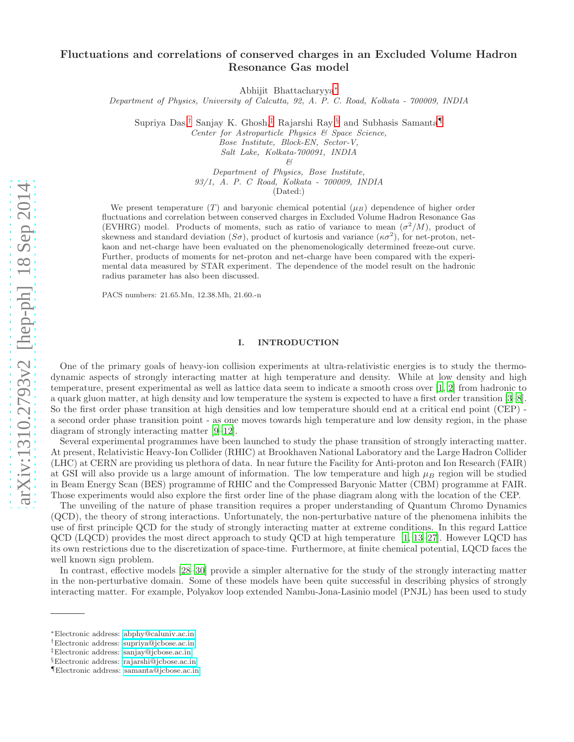# Fluctuations and correlations of conserved charges in an Excluded Volume Hadron Resonance Gas model

Abhijit Bhattacharyya*

*Department of Physics, University of Calcutta, 92, A. P. C. Road, Kolkata - 700009, INDIA*

Supriya Das,[†] Sanjay K. Ghosh,[‡] Rajarshi Ray,[§] and Subhasis Samanta[¶]

*Center for Astroparticle Physics & Space Science,*
*Bose Institute, Block-EN, Sector-V,*
*Salt Lake, Kolkata-700091, INDIA*
*&*
*Department of Physics, Bose Institute,*
*93/1, A. P. C Road, Kolkata - 700009, INDIA*

(Dated:)

We present temperature ($T$) and baryonic chemical potential ($\mu_B$) dependence of higher order fluctuations and correlation between conserved charges in Excluded Volume Hadron Resonance Gas (EVHRG) model. Products of moments, such as ratio of variance to mean ($\sigma^2/M$), product of skewness and standard deviation ($S\sigma$), product of kurtosis and variance ($\kappa\sigma^2$), for net-proton, net-kaon and net-charge have been evaluated on the phenomenologically determined freeze-out curve. Further, products of moments for net-proton and net-charge have been compared with the experimental data measured by STAR experiment. The dependence of the model result on the hadronic radius parameter has also been discussed.

PACS numbers: 21.65.Mn, 12.38.Mh, 21.60.-n

## I. INTRODUCTION

One of the primary goals of heavy-ion collision experiments at ultra-relativistic energies is to study the thermodynamic aspects of strongly interacting matter at high temperature and density. While at low density and high temperature, present experimental as well as lattice data seem to indicate a smooth cross over [1, 2] from hadronic to a quark gluon matter, at high density and low temperature the system is expected to have a first order transition [3–8]. So the first order phase transition at high densities and low temperature should end at a critical end point (CEP) - a second order phase transition point - as one moves towards high temperature and low density region, in the phase diagram of strongly interacting matter [9–12].

Several experimental programmes have been launched to study the phase transition of strongly interacting matter. At present, Relativistic Heavy-Ion Collider (RHIC) at Brookhaven National Laboratory and the Large Hadron Collider (LHC) at CERN are providing us plethora of data. In near future the Facility for Anti-proton and Ion Research (FAIR) at GSI will also provide us a large amount of information. The low temperature and high $\mu_B$ region will be studied in Beam Energy Scan (BES) programme of RHIC and the Compressed Baryonic Matter (CBM) programme at FAIR. Those experiments would also explore the first order line of the phase diagram along with the location of the CEP.

The unveiling of the nature of phase transition requires a proper understanding of Quantum Chromo Dynamics (QCD), the theory of strong interactions. Unfortunately, the non-perturbative nature of the phenomena inhibits the use of first principle QCD for the study of strongly interacting matter at extreme conditions. In this regard Lattice QCD (LQCD) provides the most direct approach to study QCD at high temperature [1, 13–27]. However LQCD has its own restrictions due to the discretization of space-time. Furthermore, at finite chemical potential, LQCD faces the well known sign problem.

In contrast, effective models [28–30] provide a simpler alternative for the study of the strongly interacting matter in the non-perturbative domain. Some of these models have been quite successful in describing physics of strongly interacting matter. For example, Polyakov loop extended Nambu-Jona-Lasinio model (PNJL) has been used to study

---

*Electronic address: abphy@caluniv.ac.in
[†]Electronic address: supriya@jcbose.ac.in
[‡]Electronic address: sanjay@jcbose.ac.in
[§]Electronic address: rajarshi@jcbose.ac.in
[¶]Electronic address: samanta@jcbose.ac.in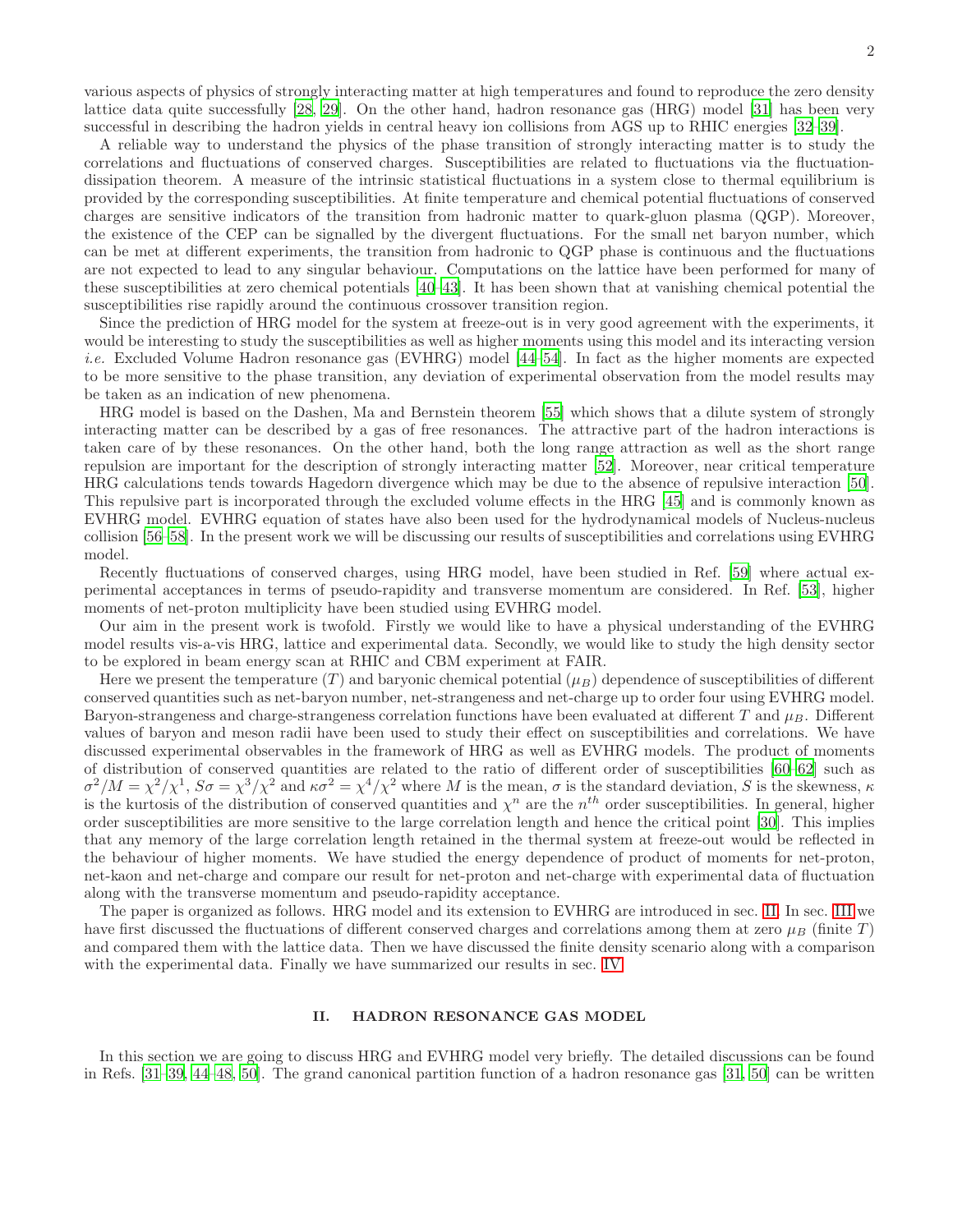various aspects of physics of strongly interacting matter at high temperatures and found to reproduce the zero density lattice data quite successfully [28, 29]. On the other hand, hadron resonance gas (HRG) model [31] has been very successful in describing the hadron yields in central heavy ion collisions from AGS up to RHIC energies [32–39].

A reliable way to understand the physics of the phase transition of strongly interacting matter is to study the correlations and fluctuations of conserved charges. Susceptibilities are related to fluctuations via the fluctuation-dissipation theorem. A measure of the intrinsic statistical fluctuations in a system close to thermal equilibrium is provided by the corresponding susceptibilities. At finite temperature and chemical potential fluctuations of conserved charges are sensitive indicators of the transition from hadronic matter to quark-gluon plasma (QGP). Moreover, the existence of the CEP can be signalled by the divergent fluctuations. For the small net baryon number, which can be met at different experiments, the transition from hadronic to QGP phase is continuous and the fluctuations are not expected to lead to any singular behaviour. Computations on the lattice have been performed for many of these susceptibilities at zero chemical potentials [40–43]. It has been shown that at vanishing chemical potential the susceptibilities rise rapidly around the continuous crossover transition region.

Since the prediction of HRG model for the system at freeze-out is in very good agreement with the experiments, it would be interesting to study the susceptibilities as well as higher moments using this model and its interacting version *i.e.* Excluded Volume Hadron resonance gas (EVHRG) model [44–54]. In fact as the higher moments are expected to be more sensitive to the phase transition, any deviation of experimental observation from the model results may be taken as an indication of new phenomena.

HRG model is based on the Dashen, Ma and Bernstein theorem [55] which shows that a dilute system of strongly interacting matter can be described by a gas of free resonances. The attractive part of the hadron interactions is taken care of by these resonances. On the other hand, both the long range attraction as well as the short range repulsion are important for the description of strongly interacting matter [52]. Moreover, near critical temperature HRG calculations tends towards Hagedorn divergence which may be due to the absence of repulsive interaction [50]. This repulsive part is incorporated through the excluded volume effects in the HRG [45] and is commonly known as EVHRG model. EVHRG equation of states have also been used for the hydrodynamical models of Nucleus-nucleus collision [56–58]. In the present work we will be discussing our results of susceptibilities and correlations using EVHRG model.

Recently fluctuations of conserved charges, using HRG model, have been studied in Ref. [59] where actual experimental acceptances in terms of pseudo-rapidity and transverse momentum are considered. In Ref. [53], higher moments of net-proton multiplicity have been studied using EVHRG model.

Our aim in the present work is twofold. Firstly we would like to have a physical understanding of the EVHRG model results vis-a-vis HRG, lattice and experimental data. Secondly, we would like to study the high density sector to be explored in beam energy scan at RHIC and CBM experiment at FAIR.

Here we present the temperature ($T$) and baryonic chemical potential ($\mu_B$) dependence of susceptibilities of different conserved quantities such as net-baryon number, net-strangeness and net-charge up to order four using EVHRG model. Baryon-strangeness and charge-strangeness correlation functions have been evaluated at different $T$ and $\mu_B$. Different values of baryon and meson radii have been used to study their effect on susceptibilities and correlations. We have discussed experimental observables in the framework of HRG as well as EVHRG models. The product of moments of distribution of conserved quantities are related to the ratio of different order of susceptibilities [60–62] such as $\sigma^2/M = \chi^2/\chi^1$, $S\sigma = \chi^3/\chi^2$ and $\kappa\sigma^2 = \chi^4/\chi^2$ where $M$ is the mean, $\sigma$ is the standard deviation, $S$ is the skewness, $\kappa$ is the kurtosis of the distribution of conserved quantities and $\chi^n$ are the $n^{th}$ order susceptibilities. In general, higher order susceptibilities are more sensitive to the large correlation length and hence the critical point [30]. This implies that any memory of the large correlation length retained in the thermal system at freeze-out would be reflected in the behaviour of higher moments. We have studied the energy dependence of product of moments for net-proton, net-kaon and net-charge and compare our result for net-proton and net-charge with experimental data of fluctuation along with the transverse momentum and pseudo-rapidity acceptance.

The paper is organized as follows. HRG model and its extension to EVHRG are introduced in sec. II. In sec. III we have first discussed the fluctuations of different conserved charges and correlations among them at zero $\mu_B$ (finite $T$) and compared them with the lattice data. Then we have discussed the finite density scenario along with a comparison with the experimental data. Finally we have summarized our results in sec. IV.

## II. HADRON RESONANCE GAS MODEL

In this section we are going to discuss HRG and EVHRG model very briefly. The detailed discussions can be found in Refs. [31–39, 44–48, 50]. The grand canonical partition function of a hadron resonance gas [31, 50] can be written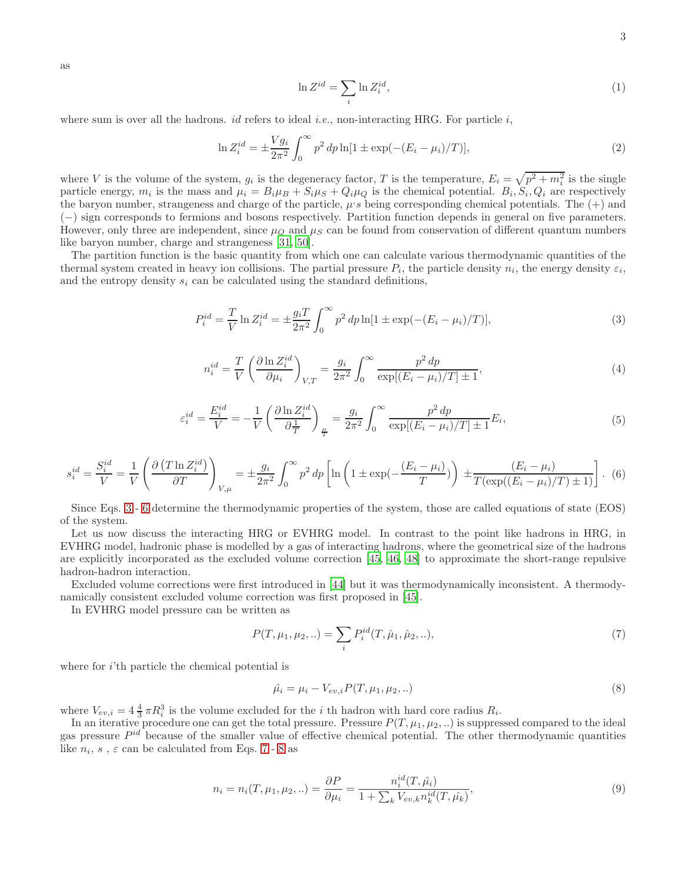as

$$\ln Z^{id} = \sum_i \ln Z_i^{id}, \tag{1}$$

where sum is over all the hadrons. *id* refers to ideal *i.e.*, non-interacting HRG. For particle $i$,

$$\ln Z_i^{id} = \pm \frac{V g_i}{2\pi^2} \int_0^\infty p^2 \, dp \ln[1 \pm \exp(-(E_i - \mu_i)/T)], \tag{2}$$

where $V$ is the volume of the system, $g_i$ is the degeneracy factor, $T$ is the temperature, $E_i = \sqrt{p^2 + m_i^2}$ is the single particle energy, $m_i$ is the mass and $\mu_i = B_i\mu_B + S_i\mu_S + Q_i\mu_Q$ is the chemical potential. $B_i, S_i, Q_i$ are respectively the baryon number, strangeness and charge of the particle, $\mu$'s being corresponding chemical potentials. The (+) and (−) sign corresponds to fermions and bosons respectively. Partition function depends in general on five parameters. However, only three are independent, since $\mu_Q$ and $\mu_S$ can be found from conservation of different quantum numbers like baryon number, charge and strangeness [31, 50].

The partition function is the basic quantity from which one can calculate various thermodynamic quantities of the thermal system created in heavy ion collisions. The partial pressure $P_i$, the particle density $n_i$, the energy density $\varepsilon_i$, and the entropy density $s_i$ can be calculated using the standard definitions,

$$P_i^{id} = \frac{T}{V} \ln Z_i^{id} = \pm \frac{g_i T}{2\pi^2} \int_0^\infty p^2 \, dp \ln[1 \pm \exp(-(E_i - \mu_i)/T)], \tag{3}$$

$$n_i^{id} = \frac{T}{V} \left( \frac{\partial \ln Z_i^{id}}{\partial \mu_i} \right)_{V,T} = \frac{g_i}{2\pi^2} \int_0^\infty \frac{p^2 \, dp}{\exp[(E_i - \mu_i)/T] \pm 1}, \tag{4}$$

$$\varepsilon_i^{id} = \frac{E_i^{id}}{V} = -\frac{1}{V} \left( \frac{\partial \ln Z_i^{id}}{\partial \frac{1}{T}} \right)_{\frac{\mu}{T}} = \frac{g_i}{2\pi^2} \int_0^\infty \frac{p^2 \, dp}{\exp[(E_i - \mu_i)/T] \pm 1} E_i, \tag{5}$$

$$s_i^{id} = \frac{S_i^{id}}{V} = \frac{1}{V} \left( \frac{\partial \left( T \ln Z_i^{id} \right)}{\partial T} \right)_{V,\mu} = \pm \frac{g_i}{2\pi^2} \int_0^\infty p^2 \, dp \left[ \ln\left( 1 \pm \exp(-\frac{(E_i - \mu_i)}{T}) \right) \pm \frac{(E_i - \mu_i)}{T(\exp((E_i - \mu_i)/T) \pm 1)} \right]. \tag{6}$$

Since Eqs. 3 - 6 determine the thermodynamic properties of the system, those are called equations of state (EOS) of the system.

Let us now discuss the interacting HRG or EVHRG model. In contrast to the point like hadrons in HRG, in EVHRG model, hadronic phase is modelled by a gas of interacting hadrons, where the geometrical size of the hadrons are explicitly incorporated as the excluded volume correction [45, 46, 48] to approximate the short-range repulsive hadron-hadron interaction.

Excluded volume corrections were first introduced in [44] but it was thermodynamically inconsistent. A thermodynamically consistent excluded volume correction was first proposed in [45].

In EVHRG model pressure can be written as

$$P(T, \mu_1, \mu_2, ..) = \sum_i P_i^{id}(T, \hat{\mu}_1, \hat{\mu}_2, ..), \tag{7}$$

where for $i$'th particle the chemical potential is

$$\hat{\mu}_i = \mu_i - V_{ev,i} P(T, \mu_1, \mu_2, ..) \tag{8}$$

where $V_{ev,i} = 4\,\frac{4}{3}\,\pi R_i^3$ is the volume excluded for the $i$ th hadron with hard core radius $R_i$.

In an iterative procedure one can get the total pressure. Pressure $P(T, \mu_1, \mu_2, ..)$ is suppressed compared to the ideal gas pressure $P^{id}$ because of the smaller value of effective chemical potential. The other thermodynamic quantities like $n_i$, $s$ , $\varepsilon$ can be calculated from Eqs. 7 - 8 as

$$n_i = n_i(T, \mu_1, \mu_2, ..) = \frac{\partial P}{\partial \mu_i} = \frac{n_i^{id}(T, \hat{\mu}_i)}{1 + \sum_k V_{ev,k} n_k^{id}(T, \hat{\mu_k})}, \tag{9}$$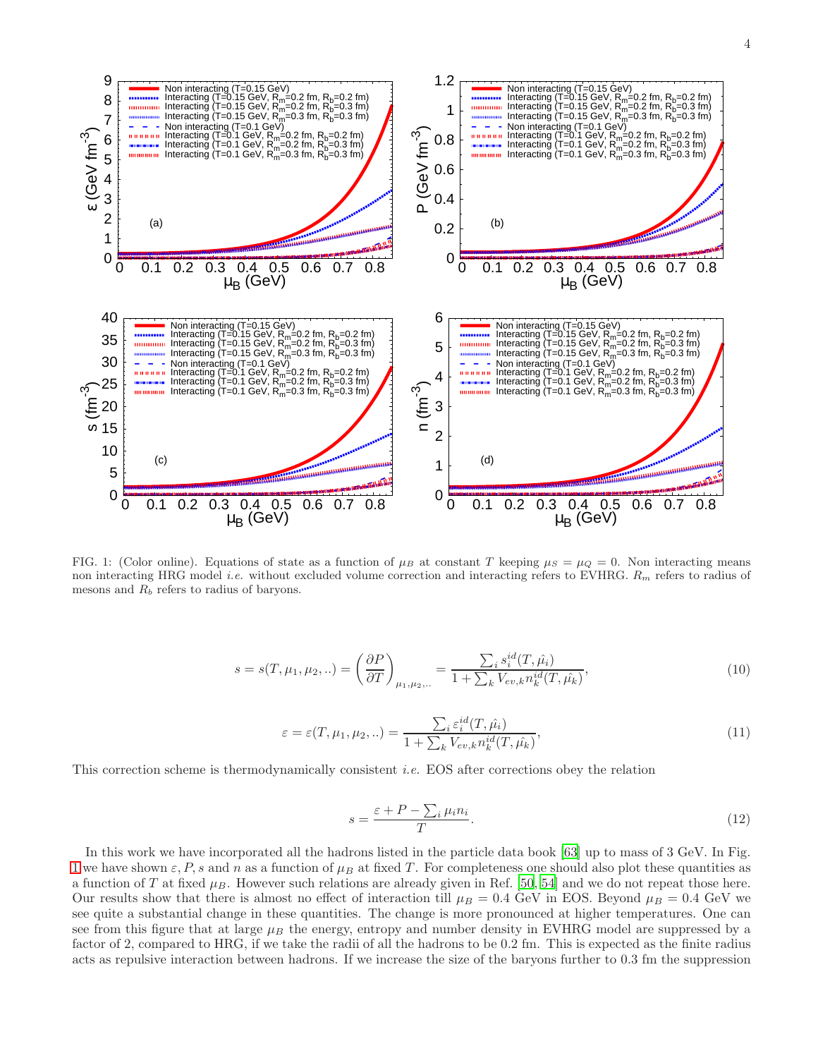FIG. 1: (Color online). Equations of state as a function of $\mu_B$ at constant $T$ keeping $\mu_S = \mu_Q = 0$. Non interacting means non interacting HRG model *i.e.* without excluded volume correction and interacting refers to EVHRG. $R_m$ refers to radius of mesons and $R_b$ refers to radius of baryons.

$$s = s(T, \mu_1, \mu_2, ..) = \left(\frac{\partial P}{\partial T}\right)_{\mu_1, \mu_2, ..} = \frac{\sum_i s_i^{id}(T, \hat{\mu_i})}{1 + \sum_k V_{ev,k} n_k^{id}(T, \hat{\mu_k})}, \tag{10}$$

$$\varepsilon = \varepsilon(T, \mu_1, \mu_2, ..) = \frac{\sum_i \varepsilon_i^{id}(T, \hat{\mu_i})}{1 + \sum_k V_{ev,k} n_k^{id}(T, \hat{\mu_k})}, \tag{11}$$

This correction scheme is thermodynamically consistent *i.e.* EOS after corrections obey the relation

$$s = \frac{\varepsilon + P - \sum_i \mu_i n_i}{T}. \tag{12}$$

In this work we have incorporated all the hadrons listed in the particle data book [63] up to mass of 3 GeV. In Fig. 1 we have shown $\varepsilon, P, s$ and $n$ as a function of $\mu_B$ at fixed $T$. For completeness one should also plot these quantities as a function of $T$ at fixed $\mu_B$. However such relations are already given in Ref. [50, 54] and we do not repeat those here. Our results show that there is almost no effect of interaction till $\mu_B = 0.4$ GeV in EOS. Beyond $\mu_B = 0.4$ GeV we see quite a substantial change in these quantities. The change is more pronounced at higher temperatures. One can see from this figure that at large $\mu_B$ the energy, entropy and number density in EVHRG model are suppressed by a factor of 2, compared to HRG, if we take the radii of all the hadrons to be 0.2 fm. This is expected as the finite radius acts as repulsive interaction between hadrons. If we increase the size of the baryons further to 0.3 fm the suppression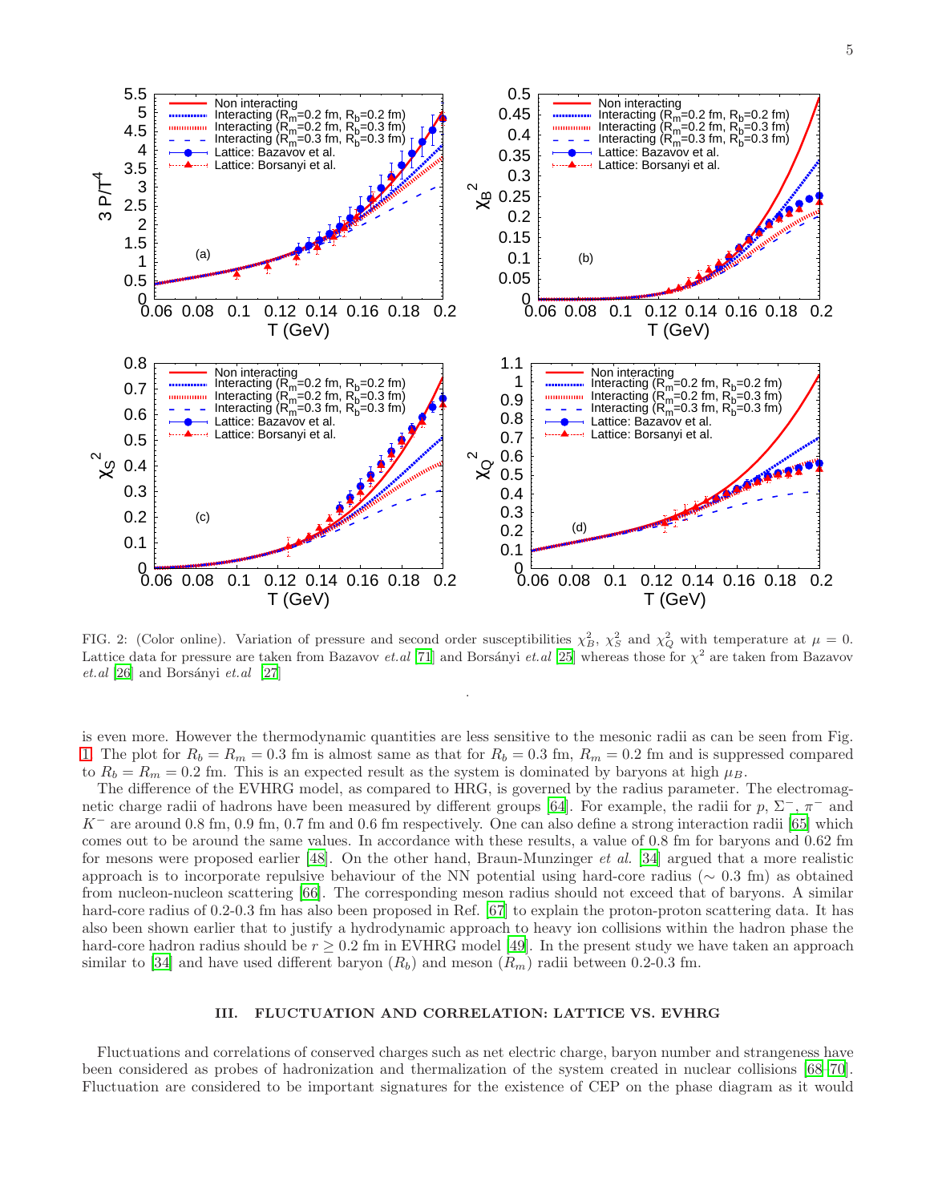FIG. 2: (Color online). Variation of pressure and second order susceptibilities $\chi_B^2$, $\chi_S^2$ and $\chi_Q^2$ with temperature at $\mu = 0$. Lattice data for pressure are taken from Bazavov *et.al* [71] and Borsányi *et.al* [25] whereas those for $\chi^2$ are taken from Bazavov *et.al* [26] and Borsányi *et.al* [27]

is even more. However the thermodynamic quantities are less sensitive to the mesonic radii as can be seen from Fig. 1. The plot for $R_b = R_m = 0.3$ fm is almost same as that for $R_b = 0.3$ fm, $R_m = 0.2$ fm and is suppressed compared to $R_b = R_m = 0.2$ fm. This is an expected result as the system is dominated by baryons at high $\mu_B$.

The difference of the EVHRG model, as compared to HRG, is governed by the radius parameter. The electromagnetic charge radii of hadrons have been measured by different groups [64]. For example, the radii for $p$, $\Sigma^-$, $\pi^-$ and $K^-$ are around 0.8 fm, 0.9 fm, 0.7 fm and 0.6 fm respectively. One can also define a strong interaction radii [65] which comes out to be around the same values. In accordance with these results, a value of 0.8 fm for baryons and 0.62 fm for mesons were proposed earlier [48]. On the other hand, Braun-Munzinger *et al.* [34] argued that a more realistic approach is to incorporate repulsive behaviour of the NN potential using hard-core radius ($\sim$ 0.3 fm) as obtained from nucleon-nucleon scattering [66]. The corresponding meson radius should not exceed that of baryons. A similar hard-core radius of 0.2-0.3 fm has also been proposed in Ref. [67] to explain the proton-proton scattering data. It has also been shown earlier that to justify a hydrodynamic approach to heavy ion collisions within the hadron phase the hard-core hadron radius should be $r \geq 0.2$ fm in EVHRG model [49]. In the present study we have taken an approach similar to [34] and have used different baryon ($R_b$) and meson ($R_m$) radii between 0.2-0.3 fm.

## III. FLUCTUATION AND CORRELATION: LATTICE VS. EVHRG

Fluctuations and correlations of conserved charges such as net electric charge, baryon number and strangeness have been considered as probes of hadronization and thermalization of the system created in nuclear collisions [68–70]. Fluctuation are considered to be important signatures for the existence of CEP on the phase diagram as it would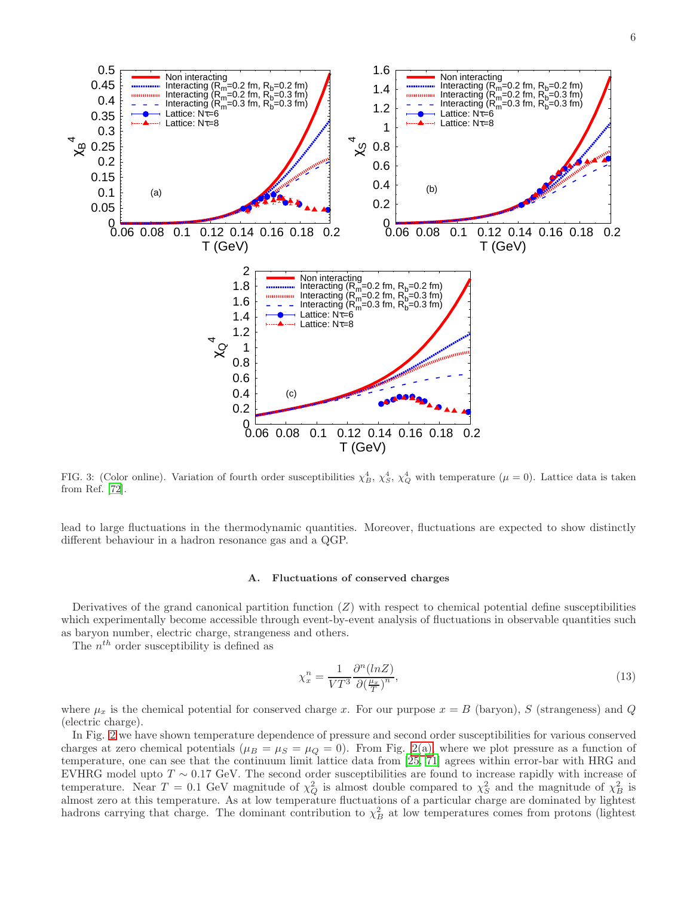FIG. 3: (Color online). Variation of fourth order susceptibilities $\chi_B^4$, $\chi_S^4$, $\chi_Q^4$ with temperature ($\mu = 0$). Lattice data is taken from Ref. [72].

lead to large fluctuations in the thermodynamic quantities. Moreover, fluctuations are expected to show distinctly different behaviour in a hadron resonance gas and a QGP.

### A. Fluctuations of conserved charges

Derivatives of the grand canonical partition function ($Z$) with respect to chemical potential define susceptibilities which experimentally become accessible through event-by-event analysis of fluctuations in observable quantities such as baryon number, electric charge, strangeness and others.

The $n^{th}$ order susceptibility is defined as

$$\chi_x^n = \frac{1}{VT^3}\frac{\partial^n(lnZ)}{\partial(\frac{\mu_x}{T})^n}, \tag{13}$$

where $\mu_x$ is the chemical potential for conserved charge $x$. For our purpose $x = B$ (baryon), $S$ (strangeness) and $Q$ (electric charge).

In Fig. 2 we have shown temperature dependence of pressure and second order susceptibilities for various conserved charges at zero chemical potentials ($\mu_B = \mu_S = \mu_Q = 0$). From Fig. 2(a), where we plot pressure as a function of temperature, one can see that the continuum limit lattice data from [25, 71] agrees within error-bar with HRG and EVHRG model upto $T \sim 0.17$ GeV. The second order susceptibilities are found to increase rapidly with increase of temperature. Near $T = 0.1$ GeV magnitude of $\chi_Q^2$ is almost double compared to $\chi_S^2$ and the magnitude of $\chi_B^2$ is almost zero at this temperature. As at low temperature fluctuations of a particular charge are dominated by lightest hadrons carrying that charge. The dominant contribution to $\chi_B^2$ at low temperatures comes from protons (lightest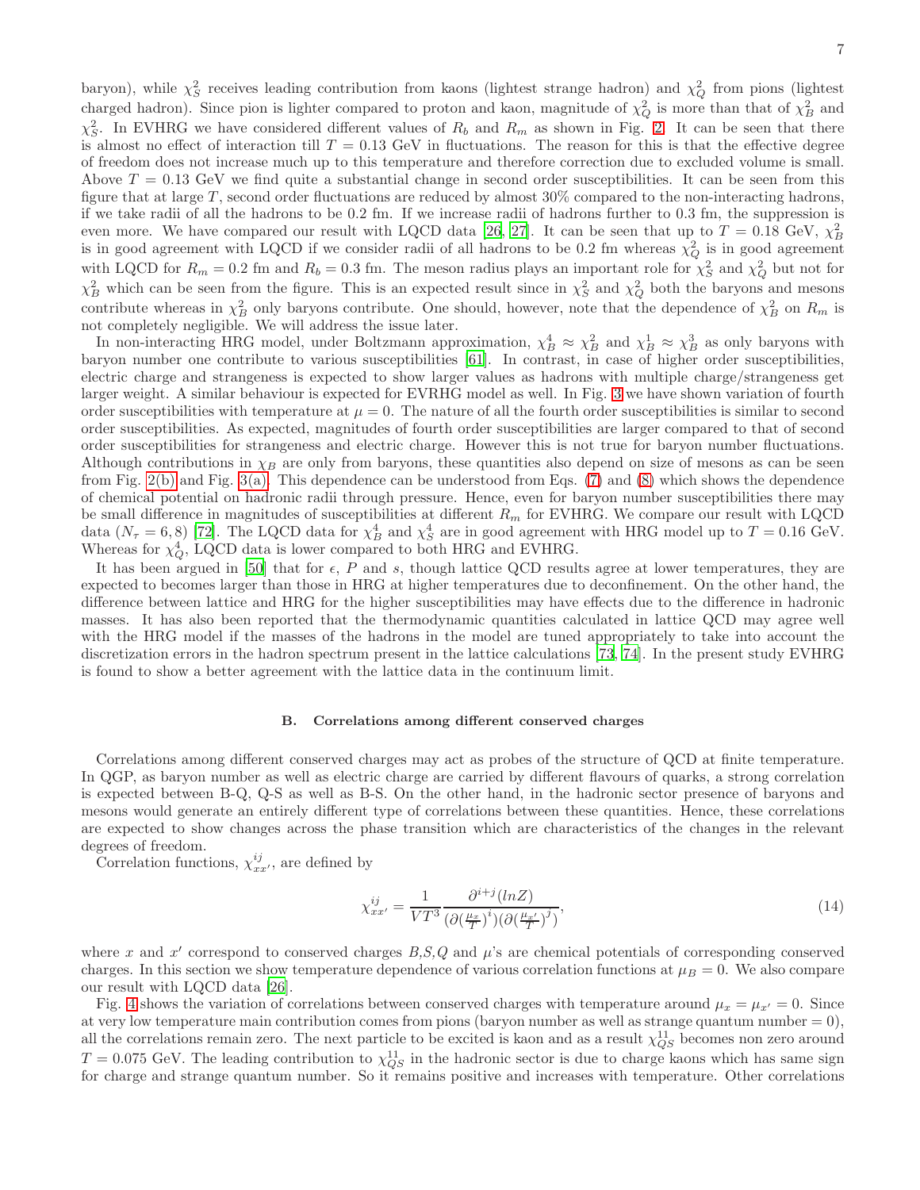baryon), while $\chi_S^2$ receives leading contribution from kaons (lightest strange hadron) and $\chi_Q^2$ from pions (lightest charged hadron). Since pion is lighter compared to proton and kaon, magnitude of $\chi_Q^2$ is more than that of $\chi_B^2$ and $\chi_S^2$. In EVHRG we have considered different values of $R_b$ and $R_m$ as shown in Fig. 2. It can be seen that there is almost no effect of interaction till $T = 0.13$ GeV in fluctuations. The reason for this is that the effective degree of freedom does not increase much up to this temperature and therefore correction due to excluded volume is small. Above $T = 0.13$ GeV we find quite a substantial change in second order susceptibilities. It can be seen from this figure that at large $T$, second order fluctuations are reduced by almost 30% compared to the non-interacting hadrons, if we take radii of all the hadrons to be 0.2 fm. If we increase radii of hadrons further to 0.3 fm, the suppression is even more. We have compared our result with LQCD data [26, 27]. It can be seen that up to $T = 0.18$ GeV, $\chi_B^2$ is in good agreement with LQCD if we consider radii of all hadrons to be 0.2 fm whereas $\chi_Q^2$ is in good agreement with LQCD for $R_m = 0.2$ fm and $R_b = 0.3$ fm. The meson radius plays an important role for $\chi_S^2$ and $\chi_Q^2$ but not for $\chi_B^2$ which can be seen from the figure. This is an expected result since in $\chi_S^2$ and $\chi_Q^2$ both the baryons and mesons contribute whereas in $\chi_B^2$ only baryons contribute. One should, however, note that the dependence of $\chi_B^2$ on $R_m$ is not completely negligible. We will address the issue later.

In non-interacting HRG model, under Boltzmann approximation, $\chi_B^4 \approx \chi_B^2$ and $\chi_B^1 \approx \chi_B^3$ as only baryons with baryon number one contribute to various susceptibilities [61]. In contrast, in case of higher order susceptibilities, electric charge and strangeness is expected to show larger values as hadrons with multiple charge/strangeness get larger weight. A similar behaviour is expected for EVRHG model as well. In Fig. 3 we have shown variation of fourth order susceptibilities with temperature at $\mu = 0$. The nature of all the fourth order susceptibilities is similar to second order susceptibilities. As expected, magnitudes of fourth order susceptibilities are larger compared to that of second order susceptibilities for strangeness and electric charge. However this is not true for baryon number fluctuations. Although contributions in $\chi_B$ are only from baryons, these quantities also depend on size of mesons as can be seen from Fig. 2(b) and Fig. 3(a). This dependence can be understood from Eqs. (7) and (8) which shows the dependence of chemical potential on hadronic radii through pressure. Hence, even for baryon number susceptibilities there may be small difference in magnitudes of susceptibilities at different $R_m$ for EVHRG. We compare our result with LQCD data ($N_\tau = 6, 8$) [72]. The LQCD data for $\chi_B^4$ and $\chi_S^4$ are in good agreement with HRG model up to $T = 0.16$ GeV. Whereas for $\chi_Q^4$, LQCD data is lower compared to both HRG and EVHRG.

It has been argued in [50] that for $\epsilon$, $P$ and $s$, though lattice QCD results agree at lower temperatures, they are expected to becomes larger than those in HRG at higher temperatures due to deconfinement. On the other hand, the difference between lattice and HRG for the higher susceptibilities may have effects due to the difference in hadronic masses. It has also been reported that the thermodynamic quantities calculated in lattice QCD may agree well with the HRG model if the masses of the hadrons in the model are tuned appropriately to take into account the discretization errors in the hadron spectrum present in the lattice calculations [73, 74]. In the present study EVHRG is found to show a better agreement with the lattice data in the continuum limit.

### B. Correlations among different conserved charges

Correlations among different conserved charges may act as probes of the structure of QCD at finite temperature. In QGP, as baryon number as well as electric charge are carried by different flavours of quarks, a strong correlation is expected between B-Q, Q-S as well as B-S. On the other hand, in the hadronic sector presence of baryons and mesons would generate an entirely different type of correlations between these quantities. Hence, these correlations are expected to show changes across the phase transition which are characteristics of the changes in the relevant degrees of freedom.

Correlation functions, $\chi_{xx'}^{ij}$, are defined by

$$\chi_{xx'}^{ij} = \frac{1}{VT^3} \frac{\partial^{i+j}(lnZ)}{(\partial(\frac{\mu_x}{T})^i)(\partial(\frac{\mu_{x'}}{T})^j)}, \tag{14}$$

where $x$ and $x'$ correspond to conserved charges $B$,$S$,$Q$ and $\mu$'s are chemical potentials of corresponding conserved charges. In this section we show temperature dependence of various correlation functions at $\mu_B = 0$. We also compare our result with LQCD data [26].

Fig. 4 shows the variation of correlations between conserved charges with temperature around $\mu_x = \mu_{x'} = 0$. Since at very low temperature main contribution comes from pions (baryon number as well as strange quantum number = 0), all the correlations remain zero. The next particle to be excited is kaon and as a result $\chi_{QS}^{11}$ becomes non zero around $T = 0.075$ GeV. The leading contribution to $\chi_{QS}^{11}$ in the hadronic sector is due to charge kaons which has same sign for charge and strange quantum number. So it remains positive and increases with temperature. Other correlations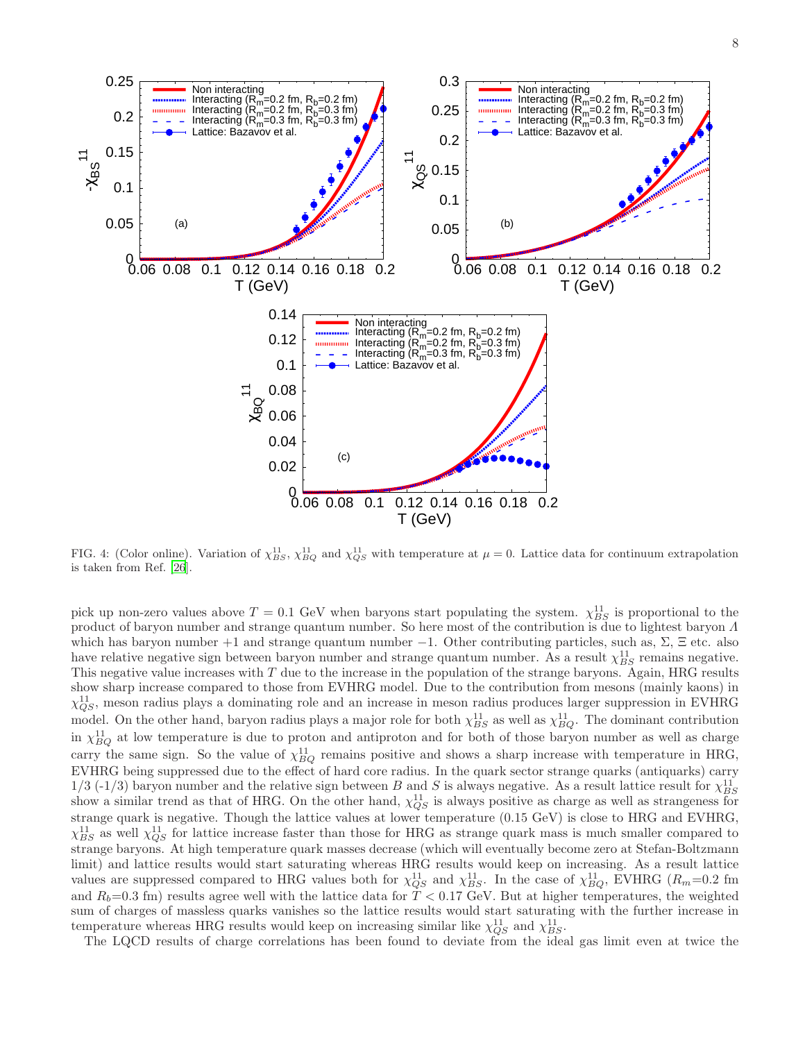FIG. 4: (Color online). Variation of $\chi^{11}_{BS}$, $\chi^{11}_{BQ}$ and $\chi^{11}_{QS}$ with temperature at $\mu = 0$. Lattice data for continuum extrapolation is taken from Ref. [26].

pick up non-zero values above $T = 0.1$ GeV when baryons start populating the system. $\chi^{11}_{BS}$ is proportional to the product of baryon number and strange quantum number. So here most of the contribution is due to lightest baryon $\Lambda$ which has baryon number $+1$ and strange quantum number $-1$. Other contributing particles, such as, $\Sigma$, $\Xi$ etc. also have relative negative sign between baryon number and strange quantum number. As a result $\chi^{11}_{BS}$ remains negative. This negative value increases with $T$ due to the increase in the population of the strange baryons. Again, HRG results show sharp increase compared to those from EVHRG model. Due to the contribution from mesons (mainly kaons) in $\chi^{11}_{QS}$, meson radius plays a dominating role and an increase in meson radius produces larger suppression in EVHRG model. On the other hand, baryon radius plays a major role for both $\chi^{11}_{BS}$ as well as $\chi^{11}_{BQ}$. The dominant contribution in $\chi^{11}_{BQ}$ at low temperature is due to proton and antiproton and for both of those baryon number as well as charge carry the same sign. So the value of $\chi^{11}_{BQ}$ remains positive and shows a sharp increase with temperature in HRG, EVHRG being suppressed due to the effect of hard core radius. In the quark sector strange quarks (antiquarks) carry 1/3 (-1/3) baryon number and the relative sign between $B$ and $S$ is always negative. As a result lattice result for $\chi^{11}_{BS}$ show a similar trend as that of HRG. On the other hand, $\chi^{11}_{QS}$ is always positive as charge as well as strangeness for strange quark is negative. Though the lattice values at lower temperature (0.15 GeV) is close to HRG and EVHRG, $\chi^{11}_{BS}$ as well $\chi^{11}_{QS}$ for lattice increase faster than those for HRG as strange quark mass is much smaller compared to strange baryons. At high temperature quark masses decrease (which will eventually become zero at Stefan-Boltzmann limit) and lattice results would start saturating whereas HRG results would keep on increasing. As a result lattice values are suppressed compared to HRG values both for $\chi^{11}_{QS}$ and $\chi^{11}_{BS}$. In the case of $\chi^{11}_{BQ}$, EVHRG ($R_m$=0.2 fm and $R_b$=0.3 fm) results agree well with the lattice data for $T < 0.17$ GeV. But at higher temperatures, the weighted sum of charges of massless quarks vanishes so the lattice results would start saturating with the further increase in temperature whereas HRG results would keep on increasing similar like $\chi^{11}_{QS}$ and $\chi^{11}_{BS}$.

The LQCD results of charge correlations has been found to deviate from the ideal gas limit even at twice the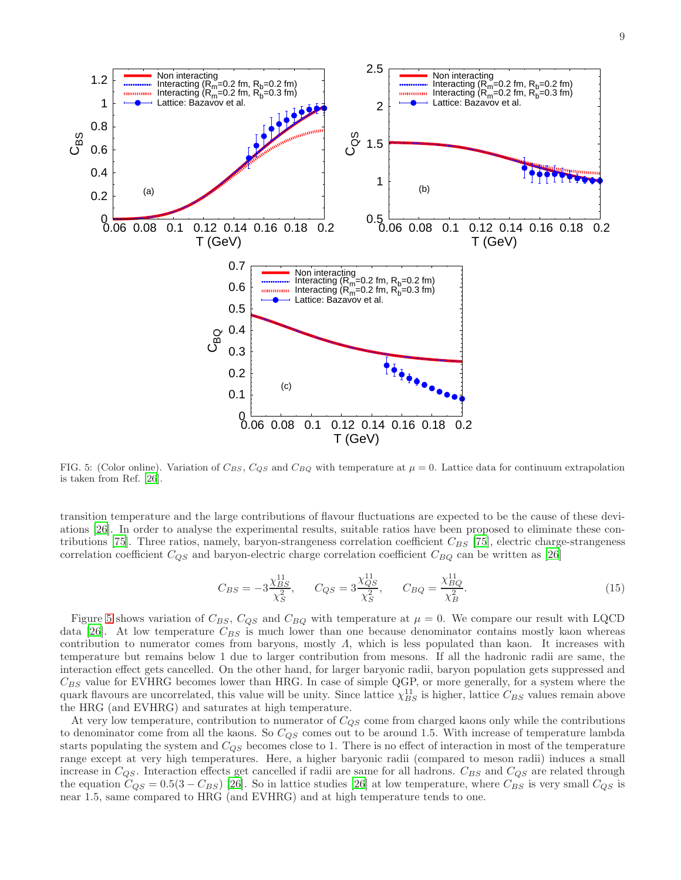FIG. 5: (Color online). Variation of $C_{BS}$, $C_{QS}$ and $C_{BQ}$ with temperature at $\mu = 0$. Lattice data for continuum extrapolation is taken from Ref. [26].

transition temperature and the large contributions of flavour fluctuations are expected to be the cause of these deviations [26]. In order to analyse the experimental results, suitable ratios have been proposed to eliminate these contributions [75]. Three ratios, namely, baryon-strangeness correlation coefficient $C_{BS}$ [75], electric charge-strangeness correlation coefficient $C_{QS}$ and baryon-electric charge correlation coefficient $C_{BQ}$ can be written as [26]

$$C_{BS} = -3\frac{\chi^{11}_{BS}}{\chi^{2}_{S}}, \qquad C_{QS} = 3\frac{\chi^{11}_{QS}}{\chi^{2}_{S}}, \qquad C_{BQ} = \frac{\chi^{11}_{BQ}}{\chi^{2}_{B}}. \tag{15}$$

Figure 5 shows variation of $C_{BS}$, $C_{QS}$ and $C_{BQ}$ with temperature at $\mu = 0$. We compare our result with LQCD data [26]. At low temperature $C_{BS}$ is much lower than one because denominator contains mostly kaon whereas contribution to numerator comes from baryons, mostly $\Lambda$, which is less populated than kaon. It increases with temperature but remains below 1 due to larger contribution from mesons. If all the hadronic radii are same, the interaction effect gets cancelled. On the other hand, for larger baryonic radii, baryon population gets suppressed and $C_{BS}$ value for EVHRG becomes lower than HRG. In case of simple QGP, or more generally, for a system where the quark flavours are uncorrelated, this value will be unity. Since lattice $\chi^{11}_{BS}$ is higher, lattice $C_{BS}$ values remain above the HRG (and EVHRG) and saturates at high temperature.

At very low temperature, contribution to numerator of $C_{QS}$ come from charged kaons only while the contributions to denominator come from all the kaons. So $C_{QS}$ comes out to be around 1.5. With increase of temperature lambda starts populating the system and $C_{QS}$ becomes close to 1. There is no effect of interaction in most of the temperature range except at very high temperatures. Here, a higher baryonic radii (compared to meson radii) induces a small increase in $C_{QS}$. Interaction effects get cancelled if radii are same for all hadrons. $C_{BS}$ and $C_{QS}$ are related through the equation $C_{QS} = 0.5(3 - C_{BS})$ [26]. So in lattice studies [26] at low temperature, where $C_{BS}$ is very small $C_{QS}$ is near 1.5, same compared to HRG (and EVHRG) and at high temperature tends to one.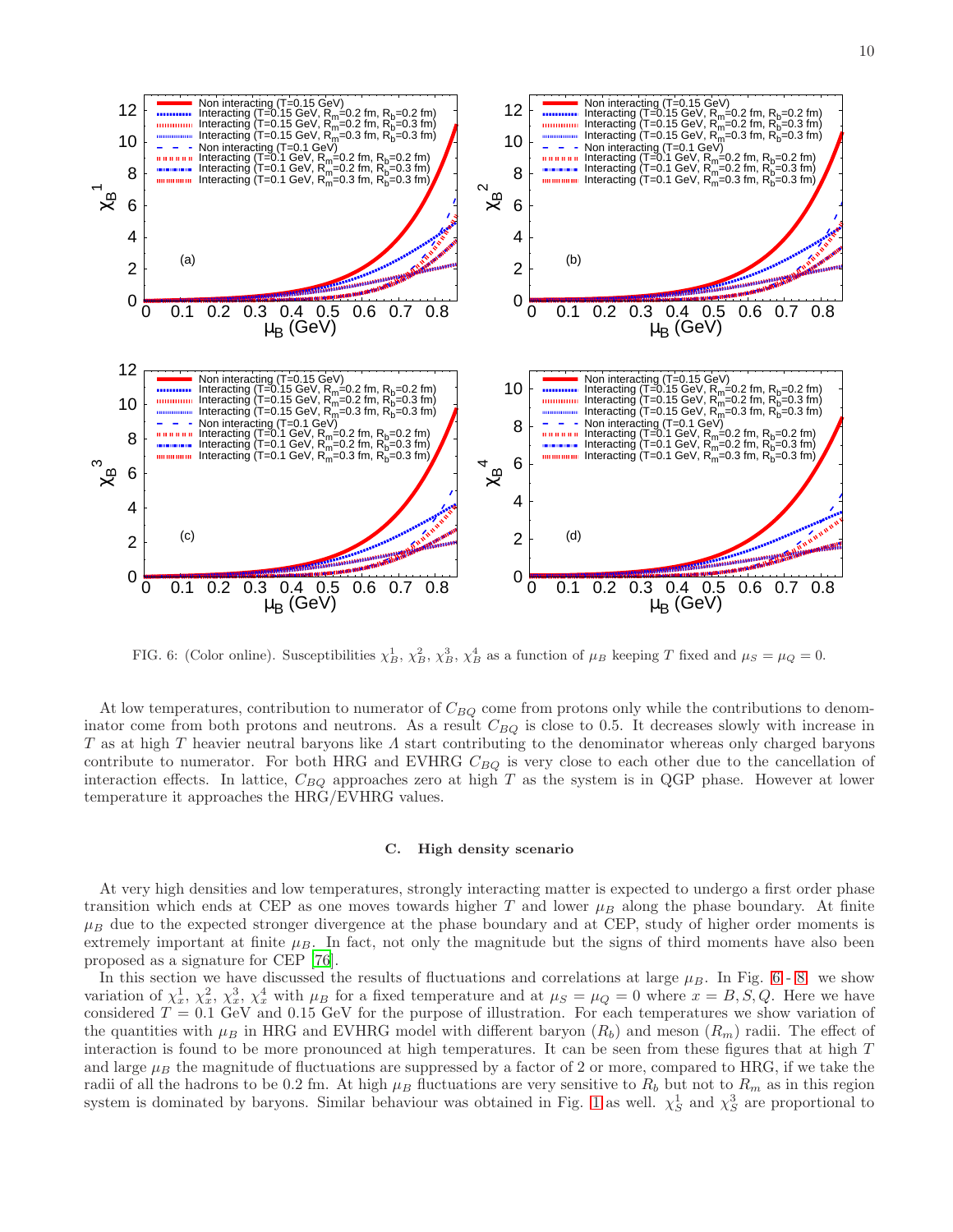FIG. 6: (Color online). Susceptibilities $\chi_B^1$, $\chi_B^2$, $\chi_B^3$, $\chi_B^4$ as a function of $\mu_B$ keeping $T$ fixed and $\mu_S = \mu_Q = 0$.

At low temperatures, contribution to numerator of $C_{BQ}$ come from protons only while the contributions to denominator come from both protons and neutrons. As a result $C_{BQ}$ is close to 0.5. It decreases slowly with increase in $T$ as at high $T$ heavier neutral baryons like $\Lambda$ start contributing to the denominator whereas only charged baryons contribute to numerator. For both HRG and EVHRG $C_{BQ}$ is very close to each other due to the cancellation of interaction effects. In lattice, $C_{BQ}$ approaches zero at high $T$ as the system is in QGP phase. However at lower temperature it approaches the HRG/EVHRG values.

### C. High density scenario

At very high densities and low temperatures, strongly interacting matter is expected to undergo a first order phase transition which ends at CEP as one moves towards higher $T$ and lower $\mu_B$ along the phase boundary. At finite $\mu_B$ due to the expected stronger divergence at the phase boundary and at CEP, study of higher order moments is extremely important at finite $\mu_B$. In fact, not only the magnitude but the signs of third moments have also been proposed as a signature for CEP [76].

In this section we have discussed the results of fluctuations and correlations at large $\mu_B$. In Fig. 6 - 8 we show variation of $\chi_x^1$, $\chi_x^2$, $\chi_x^3$, $\chi_x^4$ with $\mu_B$ for a fixed temperature and at $\mu_S = \mu_Q = 0$ where $x = B, S, Q$. Here we have considered $T = 0.1$ GeV and 0.15 GeV for the purpose of illustration. For each temperatures we show variation of the quantities with $\mu_B$ in HRG and EVHRG model with different baryon ($R_b$) and meson ($R_m$) radii. The effect of interaction is found to be more pronounced at high temperatures. It can be seen from these figures that at high $T$ and large $\mu_B$ the magnitude of fluctuations are suppressed by a factor of 2 or more, compared to HRG, if we take the radii of all the hadrons to be 0.2 fm. At high $\mu_B$ fluctuations are very sensitive to $R_b$ but not to $R_m$ as in this region system is dominated by baryons. Similar behaviour was obtained in Fig. 1 as well. $\chi_S^1$ and $\chi_S^3$ are proportional to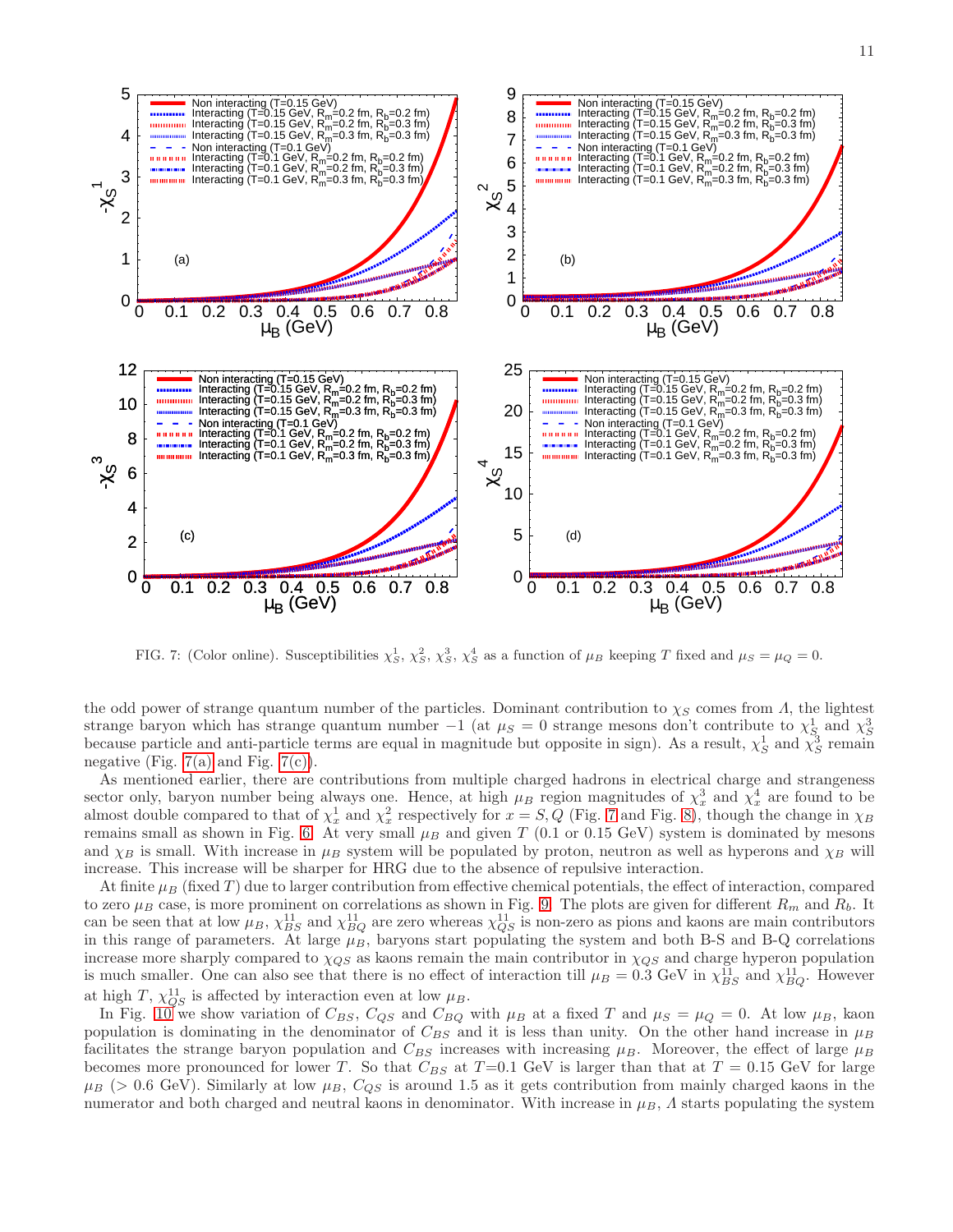FIG. 7: (Color online). Susceptibilities $\chi_S^1$, $\chi_S^2$, $\chi_S^3$, $\chi_S^4$ as a function of $\mu_B$ keeping $T$ fixed and $\mu_S = \mu_Q = 0$.

the odd power of strange quantum number of the particles. Dominant contribution to $\chi_S$ comes from $\Lambda$, the lightest strange baryon which has strange quantum number $-1$ (at $\mu_S = 0$ strange mesons don't contribute to $\chi_S^1$ and $\chi_S^3$ because particle and anti-particle terms are equal in magnitude but opposite in sign). As a result, $\chi_S^1$ and $\chi_S^3$ remain negative (Fig. 7(a) and Fig. 7(c)).

As mentioned earlier, there are contributions from multiple charged hadrons in electrical charge and strangeness sector only, baryon number being always one. Hence, at high $\mu_B$ region magnitudes of $\chi_x^3$ and $\chi_x^4$ are found to be almost double compared to that of $\chi_x^1$ and $\chi_x^2$ respectively for $x = S, Q$ (Fig. 7 and Fig. 8), though the change in $\chi_B$ remains small as shown in Fig. 6. At very small $\mu_B$ and given $T$ (0.1 or 0.15 GeV) system is dominated by mesons and $\chi_B$ is small. With increase in $\mu_B$ system will be populated by proton, neutron as well as hyperons and $\chi_B$ will increase. This increase will be sharper for HRG due to the absence of repulsive interaction.

At finite $\mu_B$ (fixed $T$) due to larger contribution from effective chemical potentials, the effect of interaction, compared to zero $\mu_B$ case, is more prominent on correlations as shown in Fig. 9. The plots are given for different $R_m$ and $R_b$. It can be seen that at low $\mu_B$, $\chi_{BS}^{11}$ and $\chi_{BQ}^{11}$ are zero whereas $\chi_{QS}^{11}$ is non-zero as pions and kaons are main contributors in this range of parameters. At large $\mu_B$, baryons start populating the system and both B-S and B-Q correlations increase more sharply compared to $\chi_{QS}$ as kaons remain the main contributor in $\chi_{QS}$ and charge hyperon population is much smaller. One can also see that there is no effect of interaction till $\mu_B = 0.3$ GeV in $\chi_{BS}^{11}$ and $\chi_{BQ}^{11}$. However at high $T$, $\chi_{QS}^{11}$ is affected by interaction even at low $\mu_B$.

In Fig. 10 we show variation of $C_{BS}$, $C_{QS}$ and $C_{BQ}$ with $\mu_B$ at a fixed $T$ and $\mu_S = \mu_Q = 0$. At low $\mu_B$, kaon population is dominating in the denominator of $C_{BS}$ and it is less than unity. On the other hand increase in $\mu_B$ facilitates the strange baryon population and $C_{BS}$ increases with increasing $\mu_B$. Moreover, the effect of large $\mu_B$ becomes more pronounced for lower $T$. So that $C_{BS}$ at $T$=0.1 GeV is larger than that at $T$ = 0.15 GeV for large $\mu_B$ (> 0.6 GeV). Similarly at low $\mu_B$, $C_{QS}$ is around 1.5 as it gets contribution from mainly charged kaons in the numerator and both charged and neutral kaons in denominator. With increase in $\mu_B$, $\Lambda$ starts populating the system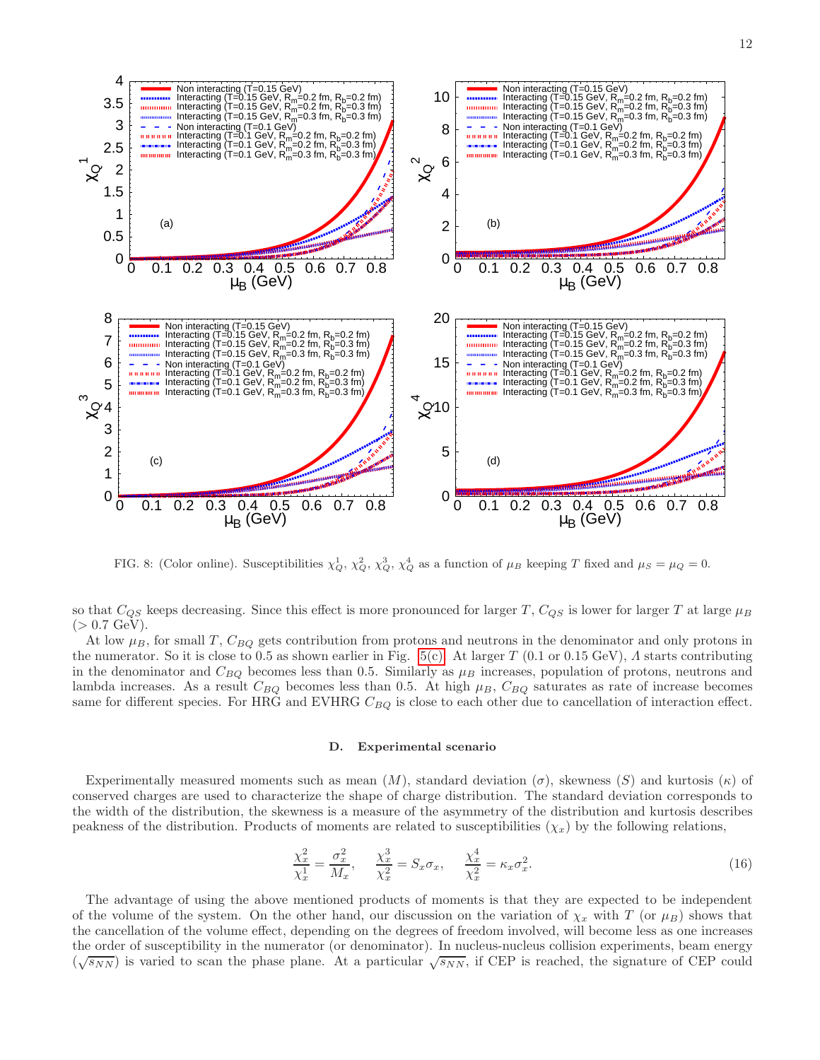FIG. 8: (Color online). Susceptibilities $\chi_Q^1$, $\chi_Q^2$, $\chi_Q^3$, $\chi_Q^4$ as a function of $\mu_B$ keeping $T$ fixed and $\mu_S = \mu_Q = 0$.

so that $C_{QS}$ keeps decreasing. Since this effect is more pronounced for larger $T$, $C_{QS}$ is lower for larger $T$ at large $\mu_B$ ($> 0.7$ GeV).

At low $\mu_B$, for small $T$, $C_{BQ}$ gets contribution from protons and neutrons in the denominator and only protons in the numerator. So it is close to 0.5 as shown earlier in Fig. 5(c). At larger $T$ (0.1 or 0.15 GeV), $\Lambda$ starts contributing in the denominator and $C_{BQ}$ becomes less than 0.5. Similarly as $\mu_B$ increases, population of protons, neutrons and lambda increases. As a result $C_{BQ}$ becomes less than 0.5. At high $\mu_B$, $C_{BQ}$ saturates as rate of increase becomes same for different species. For HRG and EVHRG $C_{BQ}$ is close to each other due to cancellation of interaction effect.

### D. Experimental scenario

Experimentally measured moments such as mean ($M$), standard deviation ($\sigma$), skewness ($S$) and kurtosis ($\kappa$) of conserved charges are used to characterize the shape of charge distribution. The standard deviation corresponds to the width of the distribution, the skewness is a measure of the asymmetry of the distribution and kurtosis describes peakness of the distribution. Products of moments are related to susceptibilities ($\chi_x$) by the following relations,

$$\frac{\chi_x^2}{\chi_x^1} = \frac{\sigma_x^2}{M_x}, \quad \frac{\chi_x^3}{\chi_x^2} = S_x\sigma_x, \quad \frac{\chi_x^4}{\chi_x^2} = \kappa_x\sigma_x^2. \tag{16}$$

The advantage of using the above mentioned products of moments is that they are expected to be independent of the volume of the system. On the other hand, our discussion on the variation of $\chi_x$ with $T$ (or $\mu_B$) shows that the cancellation of the volume effect, depending on the degrees of freedom involved, will become less as one increases the order of susceptibility in the numerator (or denominator). In nucleus-nucleus collision experiments, beam energy ($\sqrt{s_{NN}}$) is varied to scan the phase plane. At a particular $\sqrt{s_{NN}}$, if CEP is reached, the signature of CEP could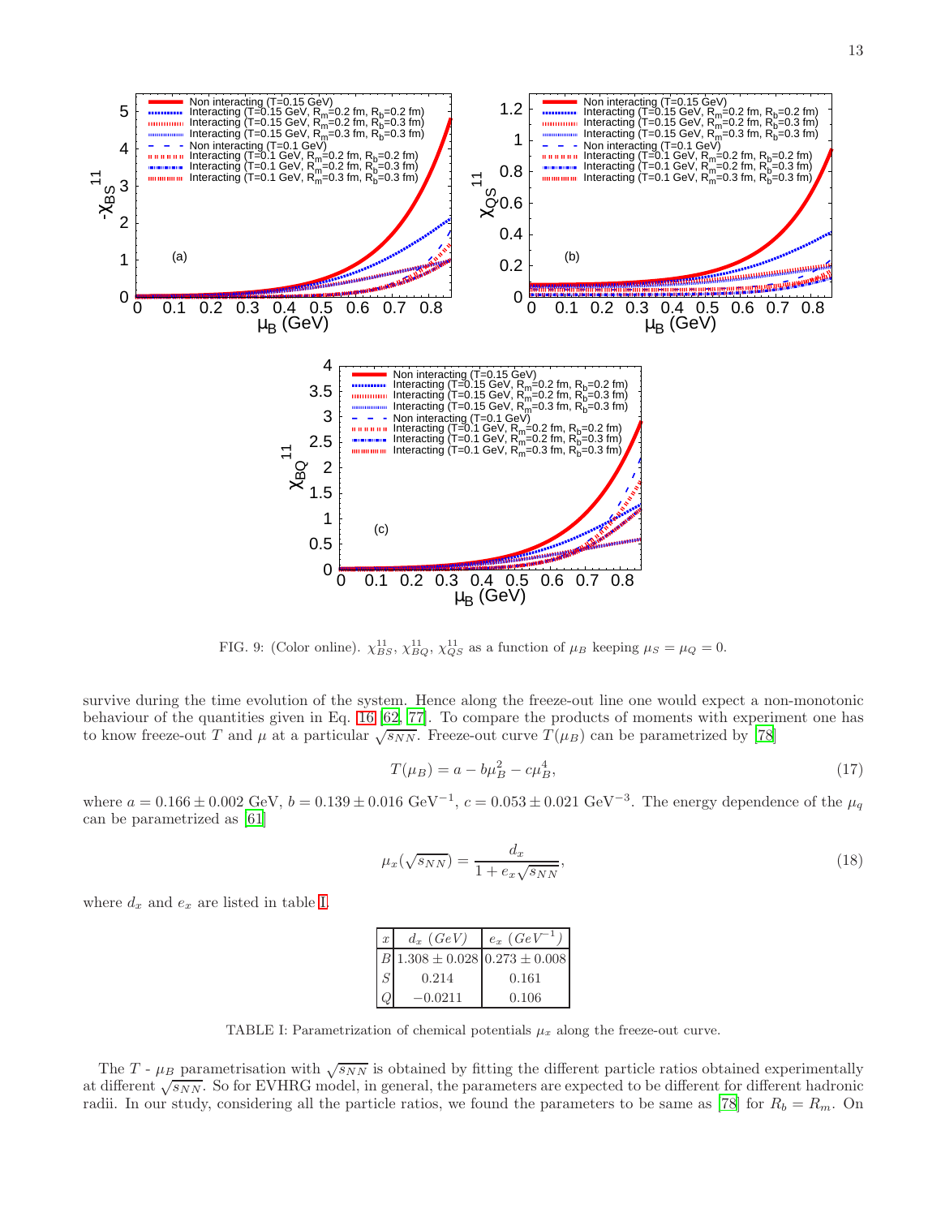FIG. 9: (Color online). $\chi_{BS}^{11}$, $\chi_{BQ}^{11}$, $\chi_{QS}^{11}$ as a function of $\mu_B$ keeping $\mu_S = \mu_Q = 0$.

survive during the time evolution of the system. Hence along the freeze-out line one would expect a non-monotonic behaviour of the quantities given in Eq. 16 [62, 77]. To compare the products of moments with experiment one has to know freeze-out $T$ and $\mu$ at a particular $\sqrt{s_{NN}}$. Freeze-out curve $T(\mu_B)$ can be parametrized by [78]

$$T(\mu_B) = a - b\mu_B^2 - c\mu_B^4, \tag{17}$$

where $a = 0.166 \pm 0.002$ GeV, $b = 0.139 \pm 0.016$ GeV$^{-1}$, $c = 0.053 \pm 0.021$ GeV$^{-3}$. The energy dependence of the $\mu_q$ can be parametrized as [61]

$$\mu_x(\sqrt{s_{NN}}) = \frac{d_x}{1 + e_x\sqrt{s_{NN}}}, \tag{18}$$

where $d_x$ and $e_x$ are listed in table I.

| $x$ | $d_x$ $(GeV)$ | $e_x$ $(GeV^{-1})$ |
|---|---|---|
| $B$ | $1.308 \pm 0.028$ | $0.273 \pm 0.008$ |
| $S$ | 0.214 | 0.161 |
| $Q$ | $-0.0211$ | 0.106 |

TABLE I: Parametrization of chemical potentials $\mu_x$ along the freeze-out curve.

The $T$ - $\mu_B$ parametrisation with $\sqrt{s_{NN}}$ is obtained by fitting the different particle ratios obtained experimentally at different $\sqrt{s_{NN}}$. So for EVHRG model, in general, the parameters are expected to be different for different hadronic radii. In our study, considering all the particle ratios, we found the parameters to be same as [78] for $R_b = R_m$. On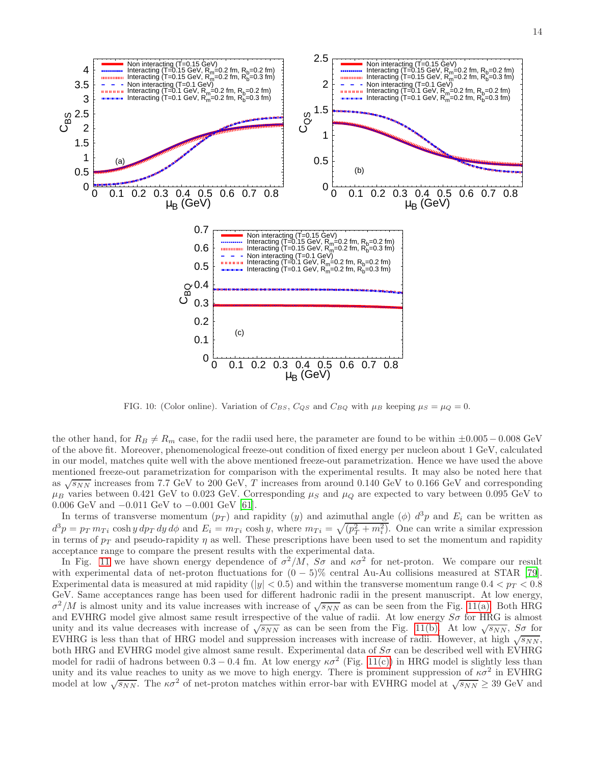FIG. 10: (Color online). Variation of $C_{BS}$, $C_{QS}$ and $C_{BQ}$ with $\mu_B$ keeping $\mu_S = \mu_Q = 0$.

the other hand, for $R_B \neq R_m$ case, for the radii used here, the parameter are found to be within $\pm 0.005 - 0.008$ GeV of the above fit. Moreover, phenomenological freeze-out condition of fixed energy per nucleon about 1 GeV, calculated in our model, matches quite well with the above mentioned freeze-out parametrization. Hence we have used the above mentioned freeze-out parametrization for comparison with the experimental results. It may also be noted here that as $\sqrt{s_{NN}}$ increases from 7.7 GeV to 200 GeV, $T$ increases from around 0.140 GeV to 0.166 GeV and corresponding $\mu_B$ varies between 0.421 GeV to 0.023 GeV. Corresponding $\mu_S$ and $\mu_Q$ are expected to vary between 0.095 GeV to 0.006 GeV and $-0.011$ GeV to $-0.001$ GeV [61].

In terms of transverse momentum ($p_T$) and rapidity ($y$) and azimuthal angle ($\phi$) $d^3p$ and $E_i$ can be written as $d^3p = p_T\, m_{Ti} \cosh y\, dp_T\, dy\, d\phi$ and $E_i = m_{Ti} \cosh y$, where $m_{Ti} = \sqrt{(p_T^2 + m_i^2)}$. One can write a similar expression in terms of $p_T$ and pseudo-rapidity $\eta$ as well. These prescriptions have been used to set the momentum and rapidity acceptance range to compare the present results with the experimental data.

In Fig. 11 we have shown energy dependence of $\sigma^2/M$, $S\sigma$ and $\kappa\sigma^2$ for net-proton. We compare our result with experimental data of net-proton fluctuations for $(0-5)\%$ central Au-Au collisions measured at STAR [79]. Experimental data is measured at mid rapidity ($|y| < 0.5$) and within the transverse momentum range $0.4 < p_T < 0.8$ GeV. Same acceptances range has been used for different hadronic radii in the present manuscript. At low energy, $\sigma^2/M$ is almost unity and its value increases with increase of $\sqrt{s_{NN}}$ as can be seen from the Fig. 11(a). Both HRG and EVHRG model give almost same result irrespective of the value of radii. At low energy $S\sigma$ for HRG is almost unity and its value decreases with increase of $\sqrt{s_{NN}}$ as can be seen from the Fig. 11(b). At low $\sqrt{s_{NN}}$, $S\sigma$ for EVHRG is less than that of HRG model and suppression increases with increase of radii. However, at high $\sqrt{s_{NN}}$, both HRG and EVHRG model give almost same result. Experimental data of $S\sigma$ can be described well with EVHRG model for radii of hadrons between $0.3 - 0.4$ fm. At low energy $\kappa\sigma^2$ (Fig. 11(c)) in HRG model is slightly less than unity and its value reaches to unity as we move to high energy. There is prominent suppression of $\kappa\sigma^2$ in EVHRG model at low $\sqrt{s_{NN}}$. The $\kappa\sigma^2$ of net-proton matches within error-bar with EVHRG model at $\sqrt{s_{NN}} \geq 39$ GeV and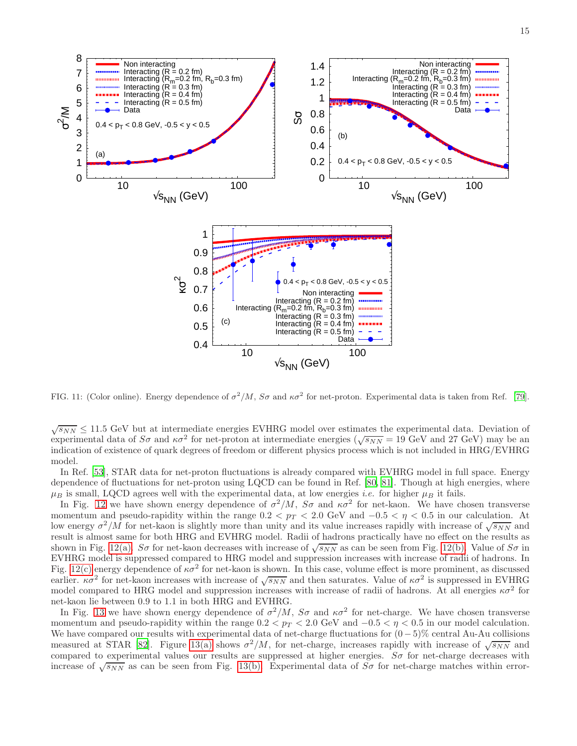FIG. 11: (Color online). Energy dependence of $\sigma^2/M$, $S\sigma$ and $\kappa\sigma^2$ for net-proton. Experimental data is taken from Ref. [79].

$\sqrt{s_{NN}} \leq 11.5$ GeV but at intermediate energies EVHRG model over estimates the experimental data. Deviation of experimental data of $S\sigma$ and $\kappa\sigma^2$ for net-proton at intermediate energies ($\sqrt{s_{NN}} = 19$ GeV and 27 GeV) may be an indication of existence of quark degrees of freedom or different physics process which is not included in HRG/EVHRG model.

In Ref. [53], STAR data for net-proton fluctuations is already compared with EVHRG model in full space. Energy dependence of fluctuations for net-proton using LQCD can be found in Ref. [80, 81]. Though at high energies, where $\mu_B$ is small, LQCD agrees well with the experimental data, at low energies *i.e.* for higher $\mu_B$ it fails.

In Fig. 12 we have shown energy dependence of $\sigma^2/M$, $S\sigma$ and $\kappa\sigma^2$ for net-kaon. We have chosen transverse momentum and pseudo-rapidity within the range $0.2 < p_T < 2.0$ GeV and $-0.5 < \eta < 0.5$ in our calculation. At low energy $\sigma^2/M$ for net-kaon is slightly more than unity and its value increases rapidly with increase of $\sqrt{s_{NN}}$ and result is almost same for both HRG and EVHRG model. Radii of hadrons practically have no effect on the results as shown in Fig. 12(a). $S\sigma$ for net-kaon decreases with increase of $\sqrt{s_{NN}}$ as can be seen from Fig. 12(b). Value of $S\sigma$ in EVHRG model is suppressed compared to HRG model and suppression increases with increase of radii of hadrons. In Fig. 12(c) energy dependence of $\kappa\sigma^2$ for net-kaon is shown. In this case, volume effect is more prominent, as discussed earlier. $\kappa\sigma^2$ for net-kaon increases with increase of $\sqrt{s_{NN}}$ and then saturates. Value of $\kappa\sigma^2$ is suppressed in EVHRG model compared to HRG model and suppression increases with increase of radii of hadrons. At all energies $\kappa\sigma^2$ for net-kaon lie between 0.9 to 1.1 in both HRG and EVHRG.

In Fig. 13 we have shown energy dependence of $\sigma^2/M$, $S\sigma$ and $\kappa\sigma^2$ for net-charge. We have chosen transverse momentum and pseudo-rapidity within the range $0.2 < p_T < 2.0$ GeV and $-0.5 < \eta < 0.5$ in our model calculation. We have compared our results with experimental data of net-charge fluctuations for $(0-5)\%$ central Au-Au collisions measured at STAR [82]. Figure 13(a) shows $\sigma^2/M$, for net-charge, increases rapidly with increase of $\sqrt{s_{NN}}$ and compared to experimental values our results are suppressed at higher energies. $S\sigma$ for net-charge decreases with increase of $\sqrt{s_{NN}}$ as can be seen from Fig. 13(b). Experimental data of $S\sigma$ for net-charge matches within error-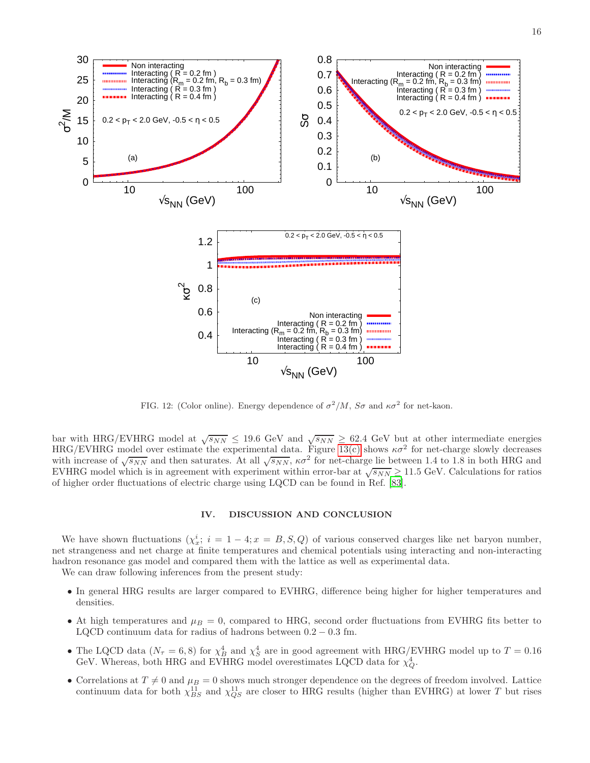FIG. 12: (Color online). Energy dependence of $\sigma^2/M$, $S\sigma$ and $\kappa\sigma^2$ for net-kaon.

bar with HRG/EVHRG model at $\sqrt{s_{NN}} \leq 19.6$ GeV and $\sqrt{s_{NN}} \geq 62.4$ GeV but at other intermediate energies HRG/EVHRG model over estimate the experimental data. Figure 13(c) shows $\kappa\sigma^2$ for net-charge slowly decreases with increase of $\sqrt{s_{NN}}$ and then saturates. At all $\sqrt{s_{NN}}$, $\kappa\sigma^2$ for net-charge lie between 1.4 to 1.8 in both HRG and EVHRG model which is in agreement with experiment within error-bar at $\sqrt{s_{NN}} \geq 11.5$ GeV. Calculations for ratios of higher order fluctuations of electric charge using LQCD can be found in Ref. [83].

## IV. DISCUSSION AND CONCLUSION

We have shown fluctuations ($\chi_x^i$; $i = 1-4; x = B, S, Q$) of various conserved charges like net baryon number, net strangeness and net charge at finite temperatures and chemical potentials using interacting and non-interacting hadron resonance gas model and compared them with the lattice as well as experimental data.

We can draw following inferences from the present study:

- In general HRG results are larger compared to EVHRG, difference being higher for higher temperatures and densities.
- At high temperatures and $\mu_B = 0$, compared to HRG, second order fluctuations from EVHRG fits better to LQCD continuum data for radius of hadrons between $0.2 - 0.3$ fm.
- The LQCD data ($N_\tau = 6, 8$) for $\chi_B^4$ and $\chi_S^4$ are in good agreement with HRG/EVHRG model up to $T = 0.16$ GeV. Whereas, both HRG and EVHRG model overestimates LQCD data for $\chi_Q^4$.
- Correlations at $T \neq 0$ and $\mu_B = 0$ shows much stronger dependence on the degrees of freedom involved. Lattice continuum data for both $\chi_{BS}^{11}$ and $\chi_{QS}^{11}$ are closer to HRG results (higher than EVHRG) at lower $T$ but rises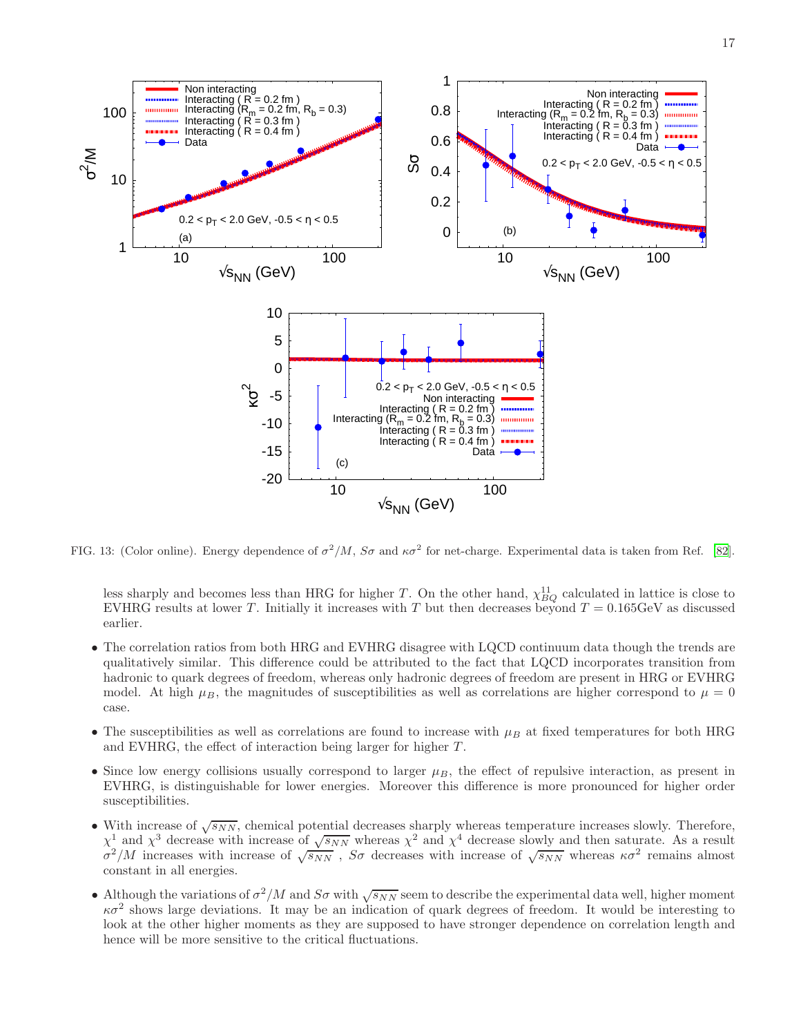FIG. 13: (Color online). Energy dependence of $\sigma^2/M$, $S\sigma$ and $\kappa\sigma^2$ for net-charge. Experimental data is taken from Ref. [82].

less sharply and becomes less than HRG for higher $T$. On the other hand, $\chi^{11}_{BQ}$ calculated in lattice is close to EVHRG results at lower $T$. Initially it increases with $T$ but then decreases beyond $T = 0.165$GeV as discussed earlier.

- The correlation ratios from both HRG and EVHRG disagree with LQCD continuum data though the trends are qualitatively similar. This difference could be attributed to the fact that LQCD incorporates transition from hadronic to quark degrees of freedom, whereas only hadronic degrees of freedom are present in HRG or EVHRG model. At high $\mu_B$, the magnitudes of susceptibilities as well as correlations are higher correspond to $\mu = 0$ case.
- The susceptibilities as well as correlations are found to increase with $\mu_B$ at fixed temperatures for both HRG and EVHRG, the effect of interaction being larger for higher $T$.
- Since low energy collisions usually correspond to larger $\mu_B$, the effect of repulsive interaction, as present in EVHRG, is distinguishable for lower energies. Moreover this difference is more pronounced for higher order susceptibilities.
- With increase of $\sqrt{s_{NN}}$, chemical potential decreases sharply whereas temperature increases slowly. Therefore, $\chi^1$ and $\chi^3$ decrease with increase of $\sqrt{s_{NN}}$ whereas $\chi^2$ and $\chi^4$ decrease slowly and then saturate. As a result $\sigma^2/M$ increases with increase of $\sqrt{s_{NN}}$ , $S\sigma$ decreases with increase of $\sqrt{s_{NN}}$ whereas $\kappa\sigma^2$ remains almost constant in all energies.
- Although the variations of $\sigma^2/M$ and $S\sigma$ with $\sqrt{s_{NN}}$ seem to describe the experimental data well, higher moment $\kappa\sigma^2$ shows large deviations. It may be an indication of quark degrees of freedom. It would be interesting to look at the other higher moments as they are supposed to have stronger dependence on correlation length and hence will be more sensitive to the critical fluctuations.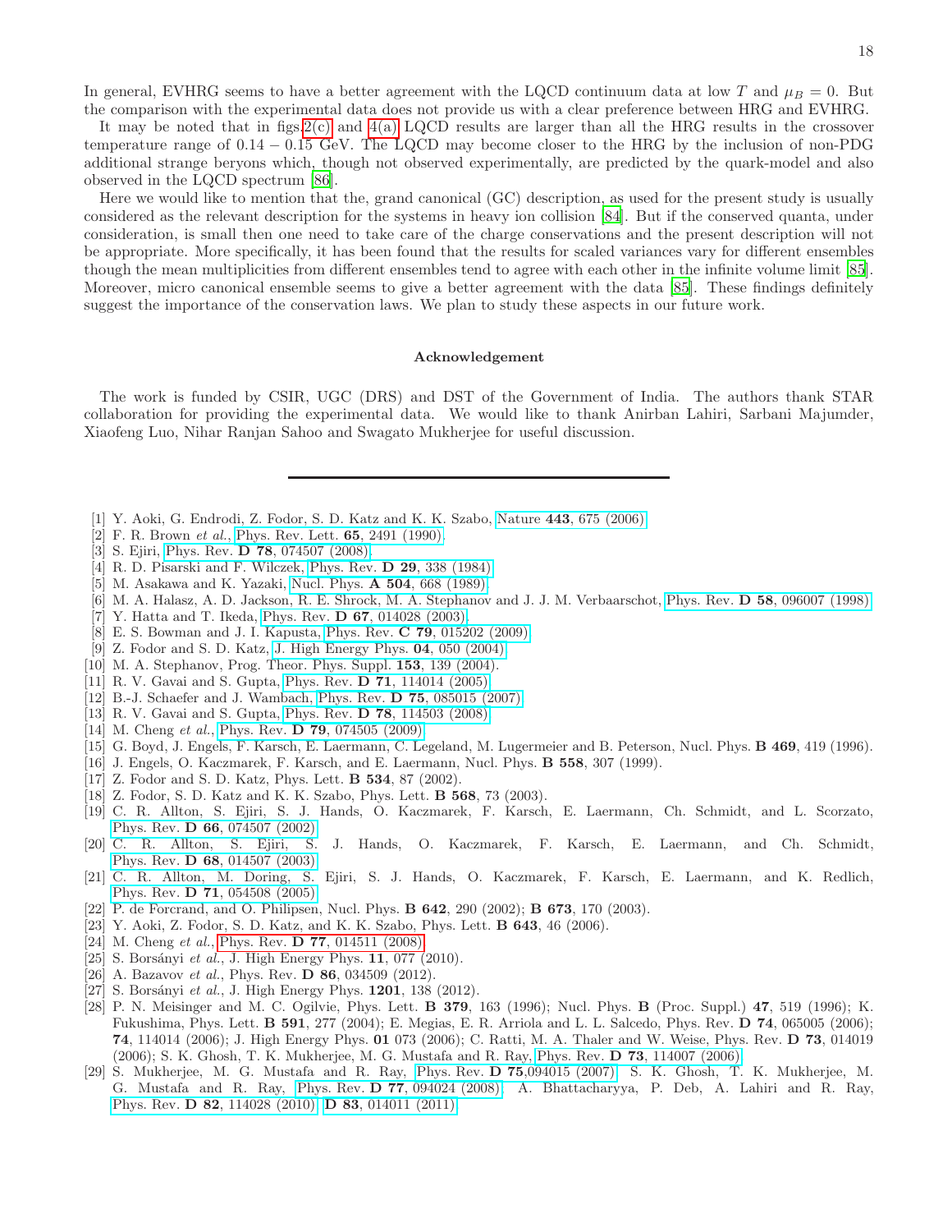In general, EVHRG seems to have a better agreement with the LQCD continuum data at low $T$ and $\mu_B = 0$. But the comparison with the experimental data does not provide us with a clear preference between HRG and EVHRG.

It may be noted that in figs.2(c) and 4(a) LQCD results are larger than all the HRG results in the crossover temperature range of $0.14 - 0.15$ GeV. The LQCD may become closer to the HRG by the inclusion of non-PDG additional strange beryons which, though not observed experimentally, are predicted by the quark-model and also observed in the LQCD spectrum [86].

Here we would like to mention that the, grand canonical (GC) description, as used for the present study is usually considered as the relevant description for the systems in heavy ion collision [84]. But if the conserved quanta, under consideration, is small then one need to take care of the charge conservations and the present description will not be appropriate. More specifically, it has been found that the results for scaled variances vary for different ensembles though the mean multiplicities from different ensembles tend to agree with each other in the infinite volume limit [85]. Moreover, micro canonical ensemble seems to give a better agreement with the data [85]. These findings definitely suggest the importance of the conservation laws. We plan to study these aspects in our future work.

### Acknowledgement

The work is funded by CSIR, UGC (DRS) and DST of the Government of India. The authors thank STAR collaboration for providing the experimental data. We would like to thank Anirban Lahiri, Sarbani Majumder, Xiaofeng Luo, Nihar Ranjan Sahoo and Swagato Mukherjee for useful discussion.

---

[1] Y. Aoki, G. Endrodi, Z. Fodor, S. D. Katz and K. K. Szabo, Nature **443**, 675 (2006).
[2] F. R. Brown *et al.*, Phys. Rev. Lett. **65**, 2491 (1990).
[3] S. Ejiri, Phys. Rev. **D 78**, 074507 (2008).
[4] R. D. Pisarski and F. Wilczek, Phys. Rev. **D 29**, 338 (1984).
[5] M. Asakawa and K. Yazaki, Nucl. Phys. **A 504**, 668 (1989).
[6] M. A. Halasz, A. D. Jackson, R. E. Shrock, M. A. Stephanov and J. J. M. Verbaarschot, Phys. Rev. **D 58**, 096007 (1998).
[7] Y. Hatta and T. Ikeda, Phys. Rev. **D 67**, 014028 (2003).
[8] E. S. Bowman and J. I. Kapusta, Phys. Rev. **C 79**, 015202 (2009).
[9] Z. Fodor and S. D. Katz, J. High Energy Phys. **04**, 050 (2004).
[10] M. A. Stephanov, Prog. Theor. Phys. Suppl. **153**, 139 (2004).
[11] R. V. Gavai and S. Gupta, Phys. Rev. **D 71**, 114014 (2005).
[12] B.-J. Schaefer and J. Wambach, Phys. Rev. **D 75**, 085015 (2007).
[13] R. V. Gavai and S. Gupta, Phys. Rev. **D 78**, 114503 (2008).
[14] M. Cheng *et al.*, Phys. Rev. **D 79**, 074505 (2009).
[15] G. Boyd, J. Engels, F. Karsch, E. Laermann, C. Legeland, M. Lugermeier and B. Peterson, Nucl. Phys. **B 469**, 419 (1996).
[16] J. Engels, O. Kaczmarek, F. Karsch, and E. Laermann, Nucl. Phys. **B 558**, 307 (1999).
[17] Z. Fodor and S. D. Katz, Phys. Lett. **B 534**, 87 (2002).
[18] Z. Fodor, S. D. Katz and K. K. Szabo, Phys. Lett. **B 568**, 73 (2003).
[19] C. R. Allton, S. Ejiri, S. J. Hands, O. Kaczmarek, F. Karsch, E. Laermann, Ch. Schmidt, and L. Scorzato, Phys. Rev. **D 66**, 074507 (2002).
[20] C. R. Allton, S. Ejiri, S. J. Hands, O. Kaczmarek, F. Karsch, E. Laermann, and Ch. Schmidt, Phys. Rev. **D 68**, 014507 (2003).
[21] C. R. Allton, M. Doring, S. Ejiri, S. J. Hands, O. Kaczmarek, F. Karsch, E. Laermann, and K. Redlich, Phys. Rev. **D 71**, 054508 (2005).
[22] P. de Forcrand, and O. Philipsen, Nucl. Phys. **B 642**, 290 (2002); **B 673**, 170 (2003).
[23] Y. Aoki, Z. Fodor, S. D. Katz, and K. K. Szabo, Phys. Lett. **B 643**, 46 (2006).
[24] M. Cheng *et al.*, Phys. Rev. **D 77**, 014511 (2008).
[25] S. Borsányi *et al.*, J. High Energy Phys. **11**, 077 (2010).
[26] A. Bazavov *et al.*, Phys. Rev. **D 86**, 034509 (2012).
[27] S. Borsányi *et al.*, J. High Energy Phys. **1201**, 138 (2012).
[28] P. N. Meisinger and M. C. Ogilvie, Phys. Lett. **B 379**, 163 (1996); Nucl. Phys. **B** (Proc. Suppl.) **47**, 519 (1996); K. Fukushima, Phys. Lett. **B 591**, 277 (2004); E. Megias, E. R. Arriola and L. L. Salcedo, Phys. Rev. **D 74**, 065005 (2006); **74**, 114014 (2006); J. High Energy Phys. **01** 073 (2006); C. Ratti, M. A. Thaler and W. Weise, Phys. Rev. **D 73**, 014019 (2006); S. K. Ghosh, T. K. Mukherjee, M. G. Mustafa and R. Ray, Phys. Rev. **D 73**, 114007 (2006).
[29] S. Mukherjee, M. G. Mustafa and R. Ray, Phys. Rev. **D 75**,094015 (2007); S. K. Ghosh, T. K. Mukherjee, M. G. Mustafa and R. Ray, Phys. Rev. **D 77**, 094024 (2008); A. Bhattacharyya, P. Deb, A. Lahiri and R. Ray, Phys. Rev. **D 82**, 114028 (2010); **D 83**, 014011 (2011).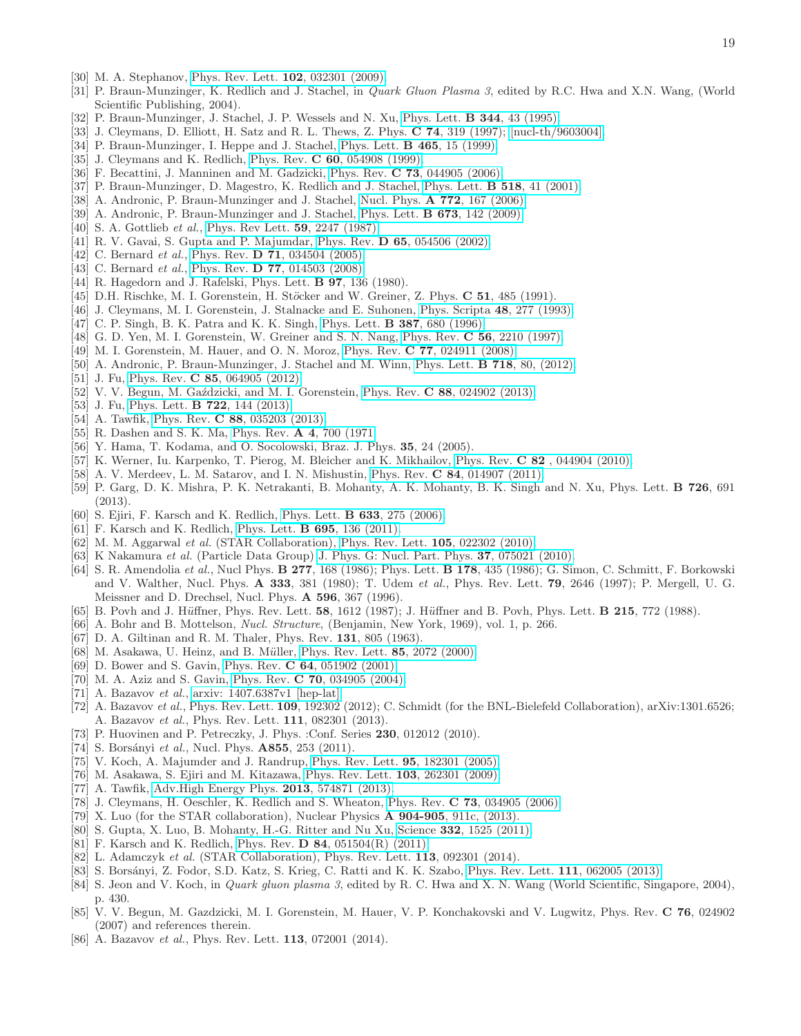[30] M. A. Stephanov, Phys. Rev. Lett. **102**, 032301 (2009).

[31] P. Braun-Munzinger, K. Redlich and J. Stachel, in *Quark Gluon Plasma 3*, edited by R.C. Hwa and X.N. Wang, (World Scientific Publishing, 2004).

[32] P. Braun-Munzinger, J. Stachel, J. P. Wessels and N. Xu, Phys. Lett. **B 344**, 43 (1995).

[33] J. Cleymans, D. Elliott, H. Satz and R. L. Thews, Z. Phys. **C 74**, 319 (1997); [nucl-th/9603004].

[34] P. Braun-Munzinger, I. Heppe and J. Stachel, Phys. Lett. **B 465**, 15 (1999).

[35] J. Cleymans and K. Redlich, Phys. Rev. **C 60**, 054908 (1999).

[36] F. Becattini, J. Manninen and M. Gadzicki, Phys. Rev. **C 73**, 044905 (2006).

[37] P. Braun-Munzinger, D. Magestro, K. Redlich and J. Stachel, Phys. Lett. **B 518**, 41 (2001).

[38] A. Andronic, P. Braun-Munzinger and J. Stachel, Nucl. Phys. **A 772**, 167 (2006).

[39] A. Andronic, P. Braun-Munzinger and J. Stachel, Phys. Lett. **B 673**, 142 (2009).

[40] S. A. Gottlieb *et al.*, Phys Rev Lett. **59**, 2247 (1987).

[41] R. V. Gavai, S. Gupta and P. Majumdar, Phys. Rev. **D 65**, 054506 (2002).

[42] C. Bernard *et al.*, Phys. Rev. **D 71**, 034504 (2005).

[43] C. Bernard *et al.*, Phys. Rev. **D 77**, 014503 (2008).

[44] R. Hagedorn and J. Rafelski, Phys. Lett. **B 97**, 136 (1980).

[45] D.H. Rischke, M. I. Gorenstein, H. Stöcker and W. Greiner, Z. Phys. **C 51**, 485 (1991).

[46] J. Cleymans, M. I. Gorenstein, J. Stalnacke and E. Suhonen, Phys. Scripta **48**, 277 (1993).

[47] C. P. Singh, B. K. Patra and K. K. Singh, Phys. Lett. **B 387**, 680 (1996).

[48] G. D. Yen, M. I. Gorenstein, W. Greiner and S. N. Nang, Phys. Rev. **C 56**, 2210 (1997).

[49] M. I. Gorenstein, M. Hauer, and O. N. Moroz, Phys. Rev. **C 77**, 024911 (2008).

[50] A. Andronic, P. Braun-Munzinger, J. Stachel and M. Winn, Phys. Lett. **B 718**, 80, (2012).

[51] J. Fu, Phys. Rev. **C 85**, 064905 (2012).

[52] V. V. Begun, M. Gaździcki, and M. I. Gorenstein, Phys. Rev. **C 88**, 024902 (2013).

[53] J. Fu, Phys. Lett. **B 722**, 144 (2013).

[54] A. Tawfik, Phys. Rev. **C 88**, 035203 (2013).

[55] R. Dashen and S. K. Ma, Phys. Rev. **A 4**, 700 (1971.

[56] Y. Hama, T. Kodama, and O. Socolowski, Braz. J. Phys. **35**, 24 (2005).

[57] K. Werner, Iu. Karpenko, T. Pierog, M. Bleicher and K. Mikhailov, Phys. Rev. **C 82** , 044904 (2010).

[58] A. V. Merdeev, L. M. Satarov, and I. N. Mishustin, Phys. Rev. **C 84**, 014907 (2011).

[59] P. Garg, D. K. Mishra, P. K. Netrakanti, B. Mohanty, A. K. Mohanty, B. K. Singh and N. Xu, Phys. Lett. **B 726**, 691 (2013).

[60] S. Ejiri, F. Karsch and K. Redlich, Phys. Lett. **B 633**, 275 (2006).

[61] F. Karsch and K. Redlich, Phys. Lett. **B 695**, 136 (2011).

[62] M. M. Aggarwal *et al.* (STAR Collaboration), Phys. Rev. Lett. **105**, 022302 (2010).

[63] K Nakamura *et al.* (Particle Data Group) J. Phys. G: Nucl. Part. Phys. **37**, 075021 (2010).

[64] S. R. Amendolia *et al.*, Nucl Phys. **B 277**, 168 (1986); Phys. Lett. **B 178**, 435 (1986); G. Simon, C. Schmitt, F. Borkowski and V. Walther, Nucl. Phys. **A 333**, 381 (1980); T. Udem *et al.*, Phys. Rev. Lett. **79**, 2646 (1997); P. Mergell, U. G. Meissner and D. Drechsel, Nucl. Phys. **A 596**, 367 (1996).

[65] B. Povh and J. Hüffner, Phys. Rev. Lett. **58**, 1612 (1987); J. Hüffner and B. Povh, Phys. Lett. **B 215**, 772 (1988).

[66] A. Bohr and B. Mottelson, *Nucl. Structure*, (Benjamin, New York, 1969), vol. 1, p. 266.

[67] D. A. Giltinan and R. M. Thaler, Phys. Rev. **131**, 805 (1963).

[68] M. Asakawa, U. Heinz, and B. Müller, Phys. Rev. Lett. **85**, 2072 (2000).

[69] D. Bower and S. Gavin, Phys. Rev. **C 64**, 051902 (2001).

[70] M. A. Aziz and S. Gavin, Phys. Rev. **C 70**, 034905 (2004).

[71] A. Bazavov *et al.*, arxiv: 1407.6387v1 [hep-lat].

[72] A. Bazavov *et al.*, Phys. Rev. Lett. **109**, 192302 (2012); C. Schmidt (for the BNL-Bielefeld Collaboration), arXiv:1301.6526; A. Bazavov *et al.*, Phys. Rev. Lett. **111**, 082301 (2013).

[73] P. Huovinen and P. Petreczky, J. Phys. :Conf. Series **230**, 012012 (2010).

[74] S. Borsányi *et al.*, Nucl. Phys. **A855**, 253 (2011).

[75] V. Koch, A. Majumder and J. Randrup, Phys. Rev. Lett. **95**, 182301 (2005).

[76] M. Asakawa, S. Ejiri and M. Kitazawa, Phys. Rev. Lett. **103**, 262301 (2009).

[77] A. Tawfik, Adv.High Energy Phys. **2013**, 574871 (2013).

[78] J. Cleymans, H. Oeschler, K. Redlich and S. Wheaton, Phys. Rev. **C 73**, 034905 (2006).

[79] X. Luo (for the STAR collaboration), Nuclear Physics **A 904-905**, 911c, (2013).

[80] S. Gupta, X. Luo, B. Mohanty, H.-G. Ritter and Nu Xu, Science **332**, 1525 (2011).

[81] F. Karsch and K. Redlich, Phys. Rev. **D 84**, 051504(R) (2011).

[82] L. Adamczyk *et al.* (STAR Collaboration), Phys. Rev. Lett. **113**, 092301 (2014).

[83] S. Borsányi, Z. Fodor, S.D. Katz, S. Krieg, C. Ratti and K. K. Szabo, Phys. Rev. Lett. **111**, 062005 (2013).

[84] S. Jeon and V. Koch, in *Quark gluon plasma 3*, edited by R. C. Hwa and X. N. Wang (World Scientific, Singapore, 2004), p. 430.

[85] V. V. Begun, M. Gazdzicki, M. I. Gorenstein, M. Hauer, V. P. Konchakovski and V. Lugwitz, Phys. Rev. **C 76**, 024902 (2007) and references therein.

[86] A. Bazavov *et al.*, Phys. Rev. Lett. **113**, 072001 (2014).